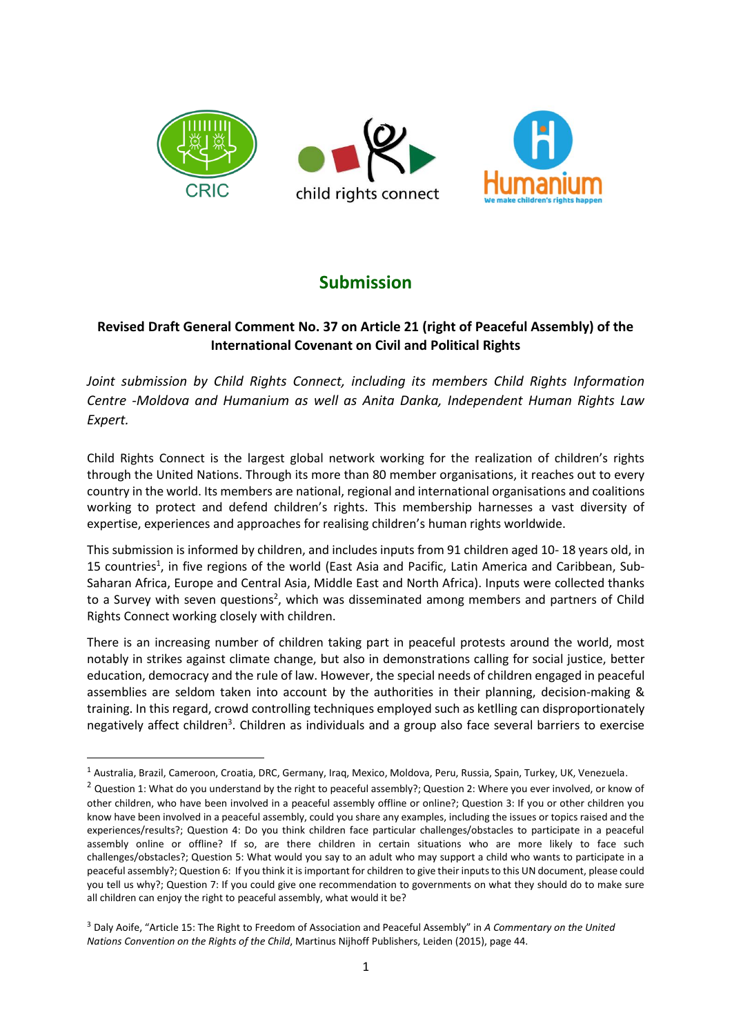# Submission

**Revised Draft General Comment No. 37 on Article 21 (right of Peaceful Assembly) of the International Covenant on Civil and Political Rights**

*Joint submission by Child Rights Connect, including its members Child Rights Information Centre -Moldova and Humanium as well as Anita Danka, Independent Human Rights Law Expert.*

Child Rights Connect is the largest global network working for the realization of children's rights through the United Nations. Through its more than 80 member organisations, it reaches out to every country in the world. Its members are national, regional and international organisations and coalitions working to protect and defend children's rights. This membership harnesses a vast diversity of expertise, experiences and approaches for realising children's human rights worldwide.

This submission is informed by children, and includes inputs from 91 children aged 10- 18 years old, in 15 countries[1], in five regions of the world (East Asia and Pacific, Latin America and Caribbean, Sub-Saharan Africa, Europe and Central Asia, Middle East and North Africa). Inputs were collected thanks to a Survey with seven questions[2], which was disseminated among members and partners of Child Rights Connect working closely with children.

There is an increasing number of children taking part in peaceful protests around the world, most notably in strikes against climate change, but also in demonstrations calling for social justice, better education, democracy and the rule of law. However, the special needs of children engaged in peaceful assemblies are seldom taken into account by the authorities in their planning, decision-making & training. In this regard, crowd controlling techniques employed such as ketlling can disproportionately negatively affect children[3]. Children as individuals and a group also face several barriers to exercise

---

[1] Australia, Brazil, Cameroon, Croatia, DRC, Germany, Iraq, Mexico, Moldova, Peru, Russia, Spain, Turkey, UK, Venezuela.

[2] Question 1: What do you understand by the right to peaceful assembly?; Question 2: Where you ever involved, or know of other children, who have been involved in a peaceful assembly offline or online?; Question 3: If you or other children you know have been involved in a peaceful assembly, could you share any examples, including the issues or topics raised and the experiences/results?; Question 4: Do you think children face particular challenges/obstacles to participate in a peaceful assembly online or offline? If so, are there children in certain situations who are more likely to face such challenges/obstacles?; Question 5: What would you say to an adult who may support a child who wants to participate in a peaceful assembly?; Question 6: If you think it is important for children to give their inputs to this UN document, please could you tell us why?; Question 7: If you could give one recommendation to governments on what they should do to make sure all children can enjoy the right to peaceful assembly, what would it be?

[3] Daly Aoife, "Article 15: The Right to Freedom of Association and Peaceful Assembly" in *A Commentary on the United Nations Convention on the Rights of the Child*, Martinus Nijhoff Publishers, Leiden (2015), page 44.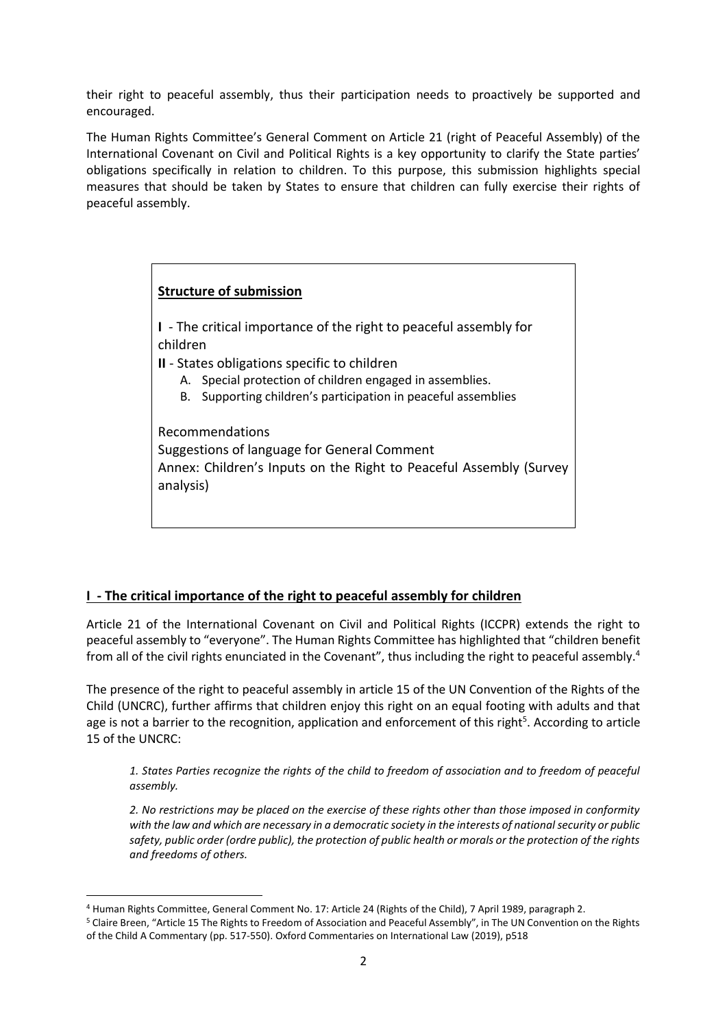their right to peaceful assembly, thus their participation needs to proactively be supported and encouraged.

The Human Rights Committee's General Comment on Article 21 (right of Peaceful Assembly) of the International Covenant on Civil and Political Rights is a key opportunity to clarify the State parties' obligations specifically in relation to children. To this purpose, this submission highlights special measures that should be taken by States to ensure that children can fully exercise their rights of peaceful assembly.

> **Structure of submission**
>
> **I** - The critical importance of the right to peaceful assembly for children
>
> **II** - States obligations specific to children
>
> A. Special protection of children engaged in assemblies.
>
> B. Supporting children's participation in peaceful assemblies
>
> Recommendations
>
> Suggestions of language for General Comment
>
> Annex: Children's Inputs on the Right to Peaceful Assembly (Survey analysis)

## I - The critical importance of the right to peaceful assembly for children

Article 21 of the International Covenant on Civil and Political Rights (ICCPR) extends the right to peaceful assembly to "everyone". The Human Rights Committee has highlighted that "children benefit from all of the civil rights enunciated in the Covenant", thus including the right to peaceful assembly.[4]

The presence of the right to peaceful assembly in article 15 of the UN Convention of the Rights of the Child (UNCRC), further affirms that children enjoy this right on an equal footing with adults and that age is not a barrier to the recognition, application and enforcement of this right[5]. According to article 15 of the UNCRC:

> *1. States Parties recognize the rights of the child to freedom of association and to freedom of peaceful assembly.*
>
> *2. No restrictions may be placed on the exercise of these rights other than those imposed in conformity with the law and which are necessary in a democratic society in the interests of national security or public safety, public order (ordre public), the protection of public health or morals or the protection of the rights and freedoms of others.*

---

[4] Human Rights Committee, General Comment No. 17: Article 24 (Rights of the Child), 7 April 1989, paragraph 2.

[5] Claire Breen, "Article 15 The Rights to Freedom of Association and Peaceful Assembly", in The UN Convention on the Rights of the Child A Commentary (pp. 517-550). Oxford Commentaries on International Law (2019), p518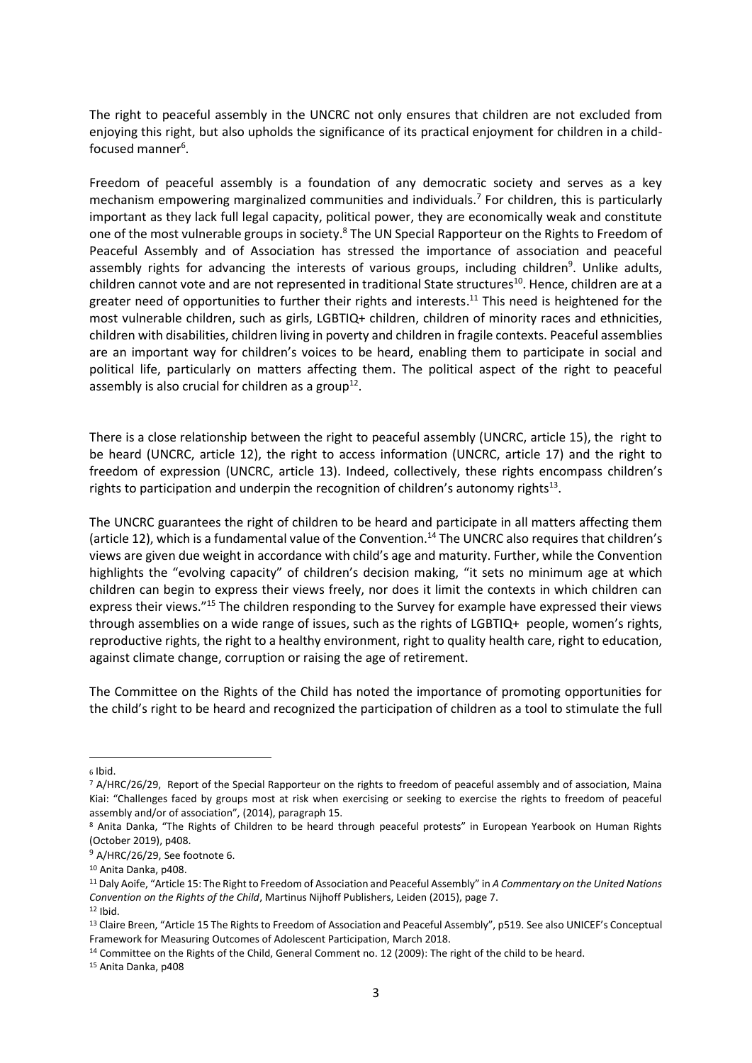The right to peaceful assembly in the UNCRC not only ensures that children are not excluded from enjoying this right, but also upholds the significance of its practical enjoyment for children in a child-focused manner[6].

Freedom of peaceful assembly is a foundation of any democratic society and serves as a key mechanism empowering marginalized communities and individuals.[7] For children, this is particularly important as they lack full legal capacity, political power, they are economically weak and constitute one of the most vulnerable groups in society.[8] The UN Special Rapporteur on the Rights to Freedom of Peaceful Assembly and of Association has stressed the importance of association and peaceful assembly rights for advancing the interests of various groups, including children[9]. Unlike adults, children cannot vote and are not represented in traditional State structures[10]. Hence, children are at a greater need of opportunities to further their rights and interests.[11] This need is heightened for the most vulnerable children, such as girls, LGBTIQ+ children, children of minority races and ethnicities, children with disabilities, children living in poverty and children in fragile contexts. Peaceful assemblies are an important way for children's voices to be heard, enabling them to participate in social and political life, particularly on matters affecting them. The political aspect of the right to peaceful assembly is also crucial for children as a group[12].

There is a close relationship between the right to peaceful assembly (UNCRC, article 15), the right to be heard (UNCRC, article 12), the right to access information (UNCRC, article 17) and the right to freedom of expression (UNCRC, article 13). Indeed, collectively, these rights encompass children's rights to participation and underpin the recognition of children's autonomy rights[13].

The UNCRC guarantees the right of children to be heard and participate in all matters affecting them (article 12), which is a fundamental value of the Convention.[14] The UNCRC also requires that children's views are given due weight in accordance with child's age and maturity. Further, while the Convention highlights the "evolving capacity" of children's decision making, "it sets no minimum age at which children can begin to express their views freely, nor does it limit the contexts in which children can express their views."[15] The children responding to the Survey for example have expressed their views through assemblies on a wide range of issues, such as the rights of LGBTIQ+ people, women's rights, reproductive rights, the right to a healthy environment, right to quality health care, right to education, against climate change, corruption or raising the age of retirement.

The Committee on the Rights of the Child has noted the importance of promoting opportunities for the child's right to be heard and recognized the participation of children as a tool to stimulate the full

---

[6] Ibid.

[7] A/HRC/26/29, Report of the Special Rapporteur on the rights to freedom of peaceful assembly and of association, Maina Kiai: "Challenges faced by groups most at risk when exercising or seeking to exercise the rights to freedom of peaceful assembly and/or of association", (2014), paragraph 15.

[8] Anita Danka, "The Rights of Children to be heard through peaceful protests" in European Yearbook on Human Rights (October 2019), p408.

[9] A/HRC/26/29, See footnote 6.

[10] Anita Danka, p408.

[11] Daly Aoife, "Article 15: The Right to Freedom of Association and Peaceful Assembly" in *A Commentary on the United Nations Convention on the Rights of the Child*, Martinus Nijhoff Publishers, Leiden (2015), page 7.

[12] Ibid.

[13] Claire Breen, "Article 15 The Rights to Freedom of Association and Peaceful Assembly", p519. See also UNICEF's Conceptual Framework for Measuring Outcomes of Adolescent Participation, March 2018.

[14] Committee on the Rights of the Child, General Comment no. 12 (2009): The right of the child to be heard.

[15] Anita Danka, p408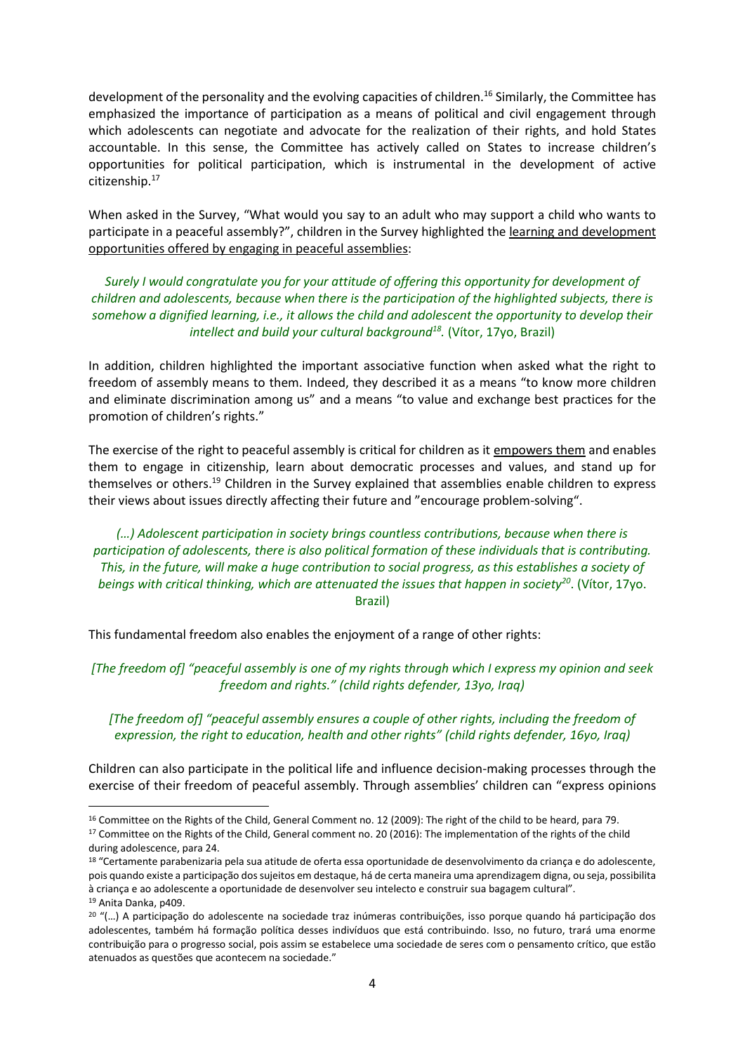development of the personality and the evolving capacities of children.[16] Similarly, the Committee has emphasized the importance of participation as a means of political and civil engagement through which adolescents can negotiate and advocate for the realization of their rights, and hold States accountable. In this sense, the Committee has actively called on States to increase children's opportunities for political participation, which is instrumental in the development of active citizenship.[17]

When asked in the Survey, "What would you say to an adult who may support a child who wants to participate in a peaceful assembly?", children in the Survey highlighted the learning and development opportunities offered by engaging in peaceful assemblies:

> *Surely I would congratulate you for your attitude of offering this opportunity for development of children and adolescents, because when there is the participation of the highlighted subjects, there is somehow a dignified learning, i.e., it allows the child and adolescent the opportunity to develop their intellect and build your cultural background*[18]. (Vítor, 17yo, Brazil)

In addition, children highlighted the important associative function when asked what the right to freedom of assembly means to them. Indeed, they described it as a means "to know more children and eliminate discrimination among us" and a means "to value and exchange best practices for the promotion of children's rights."

The exercise of the right to peaceful assembly is critical for children as it empowers them and enables them to engage in citizenship, learn about democratic processes and values, and stand up for themselves or others.[19] Children in the Survey explained that assemblies enable children to express their views about issues directly affecting their future and "encourage problem-solving".

> *(…) Adolescent participation in society brings countless contributions, because when there is participation of adolescents, there is also political formation of these individuals that is contributing. This, in the future, will make a huge contribution to social progress, as this establishes a society of beings with critical thinking, which are attenuated the issues that happen in society*[20]. (Vítor, 17yo. Brazil)

This fundamental freedom also enables the enjoyment of a range of other rights:

> *[The freedom of] "peaceful assembly is one of my rights through which I express my opinion and seek freedom and rights." (child rights defender, 13yo, Iraq)*

> *[The freedom of] "peaceful assembly ensures a couple of other rights, including the freedom of expression, the right to education, health and other rights" (child rights defender, 16yo, Iraq)*

Children can also participate in the political life and influence decision-making processes through the exercise of their freedom of peaceful assembly. Through assemblies' children can "express opinions

---

[16] Committee on the Rights of the Child, General Comment no. 12 (2009): The right of the child to be heard, para 79.

[17] Committee on the Rights of the Child, General comment no. 20 (2016): The implementation of the rights of the child during adolescence, para 24.

[18] "Certamente parabenizaria pela sua atitude de oferta essa oportunidade de desenvolvimento da criança e do adolescente, pois quando existe a participação dos sujeitos em destaque, há de certa maneira uma aprendizagem digna, ou seja, possibilita à criança e ao adolescente a oportunidade de desenvolver seu intelecto e construir sua bagagem cultural".

[19] Anita Danka, p409.

[20] "(…) A participação do adolescente na sociedade traz inúmeras contribuições, isso porque quando há participação dos adolescentes, também há formação política desses indivíduos que está contribuindo. Isso, no futuro, trará uma enorme contribuição para o progresso social, pois assim se estabelece uma sociedade de seres com o pensamento crítico, que estão atenuados as questões que acontecem na sociedade."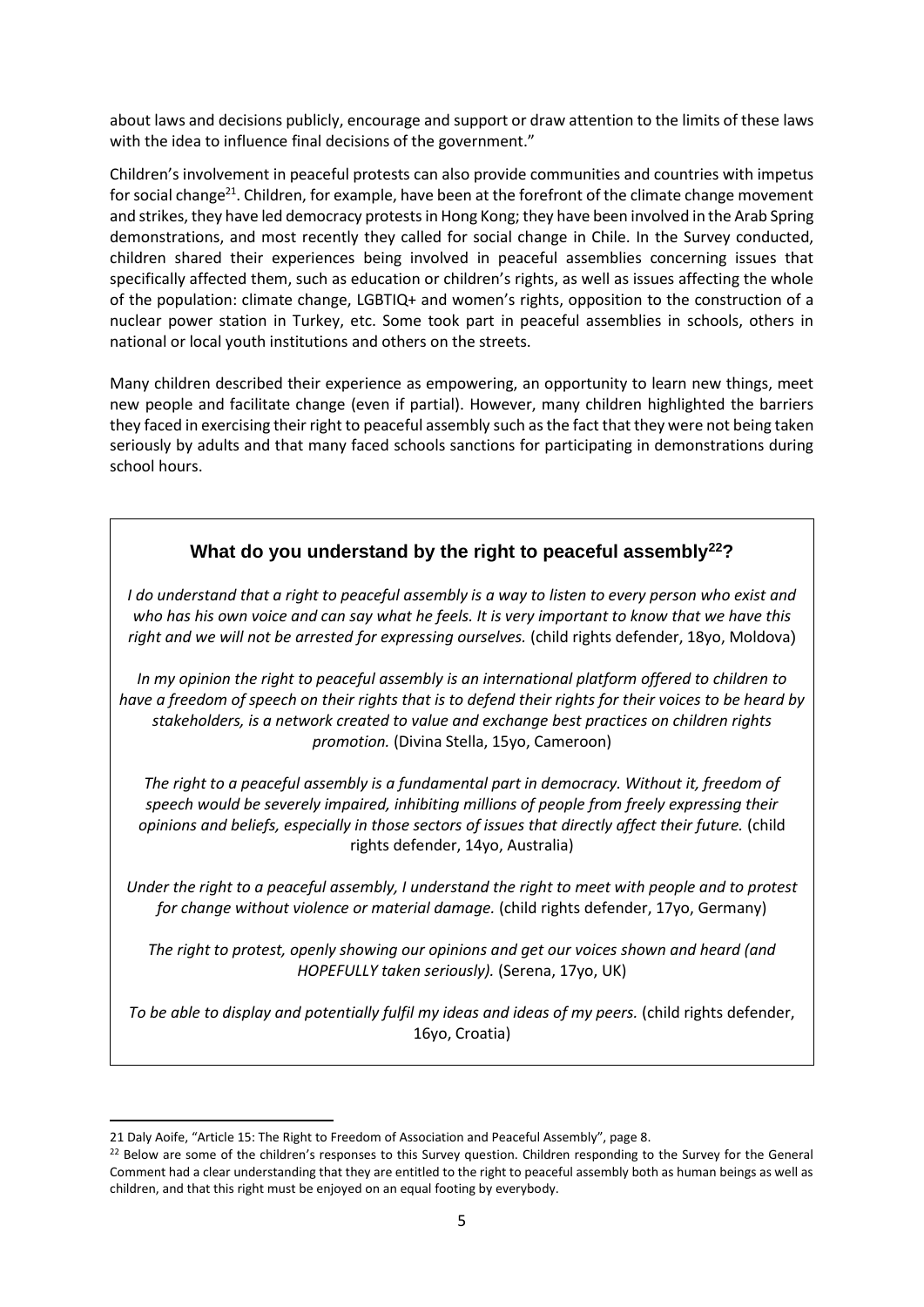about laws and decisions publicly, encourage and support or draw attention to the limits of these laws with the idea to influence final decisions of the government."

Children's involvement in peaceful protests can also provide communities and countries with impetus for social change[21]. Children, for example, have been at the forefront of the climate change movement and strikes, they have led democracy protests in Hong Kong; they have been involved in the Arab Spring demonstrations, and most recently they called for social change in Chile. In the Survey conducted, children shared their experiences being involved in peaceful assemblies concerning issues that specifically affected them, such as education or children's rights, as well as issues affecting the whole of the population: climate change, LGBTIQ+ and women's rights, opposition to the construction of a nuclear power station in Turkey, etc. Some took part in peaceful assemblies in schools, others in national or local youth institutions and others on the streets.

Many children described their experience as empowering, an opportunity to learn new things, meet new people and facilitate change (even if partial). However, many children highlighted the barriers they faced in exercising their right to peaceful assembly such as the fact that they were not being taken seriously by adults and that many faced schools sanctions for participating in demonstrations during school hours.

**What do you understand by the right to peaceful assembly[22]?**

*I do understand that a right to peaceful assembly is a way to listen to every person who exist and who has his own voice and can say what he feels. It is very important to know that we have this right and we will not be arrested for expressing ourselves.* (child rights defender, 18yo, Moldova)

*In my opinion the right to peaceful assembly is an international platform offered to children to have a freedom of speech on their rights that is to defend their rights for their voices to be heard by stakeholders, is a network created to value and exchange best practices on children rights promotion.* (Divina Stella, 15yo, Cameroon)

*The right to a peaceful assembly is a fundamental part in democracy. Without it, freedom of speech would be severely impaired, inhibiting millions of people from freely expressing their opinions and beliefs, especially in those sectors of issues that directly affect their future.* (child rights defender, 14yo, Australia)

*Under the right to a peaceful assembly, I understand the right to meet with people and to protest for change without violence or material damage.* (child rights defender, 17yo, Germany)

*The right to protest, openly showing our opinions and get our voices shown and heard (and HOPEFULLY taken seriously).* (Serena, 17yo, UK)

*To be able to display and potentially fulfil my ideas and ideas of my peers.* (child rights defender, 16yo, Croatia)

---

21 Daly Aoife, "Article 15: The Right to Freedom of Association and Peaceful Assembly", page 8.

22 Below are some of the children's responses to this Survey question. Children responding to the Survey for the General Comment had a clear understanding that they are entitled to the right to peaceful assembly both as human beings as well as children, and that this right must be enjoyed on an equal footing by everybody.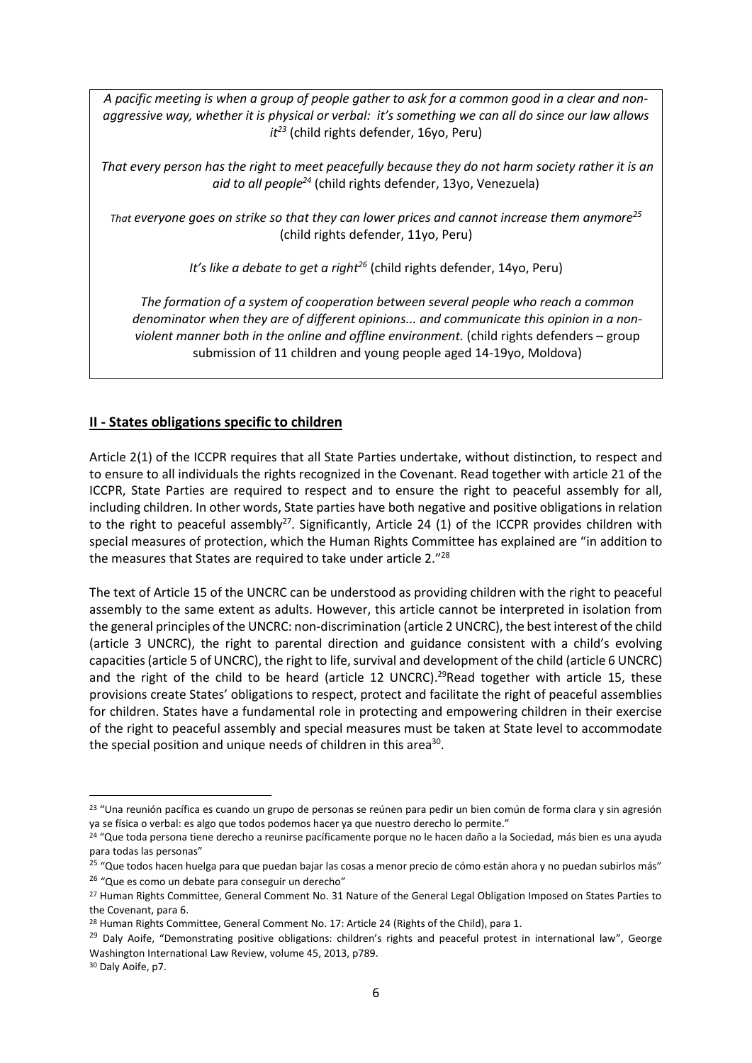*A pacific meeting is when a group of people gather to ask for a common good in a clear and non-aggressive way, whether it is physical or verbal: it's something we can all do since our law allows it*[23] (child rights defender, 16yo, Peru)

*That every person has the right to meet peacefully because they do not harm society rather it is an aid to all people*[24] (child rights defender, 13yo, Venezuela)

*That everyone goes on strike so that they can lower prices and cannot increase them anymore*[25] (child rights defender, 11yo, Peru)

*It's like a debate to get a right*[26] (child rights defender, 14yo, Peru)

*The formation of a system of cooperation between several people who reach a common denominator when they are of different opinions... and communicate this opinion in a non-violent manner both in the online and offline environment.* (child rights defenders – group submission of 11 children and young people aged 14-19yo, Moldova)

## II - States obligations specific to children

Article 2(1) of the ICCPR requires that all State Parties undertake, without distinction, to respect and to ensure to all individuals the rights recognized in the Covenant. Read together with article 21 of the ICCPR, State Parties are required to respect and to ensure the right to peaceful assembly for all, including children. In other words, State parties have both negative and positive obligations in relation to the right to peaceful assembly[27]. Significantly, Article 24 (1) of the ICCPR provides children with special measures of protection, which the Human Rights Committee has explained are "in addition to the measures that States are required to take under article 2."[28]

The text of Article 15 of the UNCRC can be understood as providing children with the right to peaceful assembly to the same extent as adults. However, this article cannot be interpreted in isolation from the general principles of the UNCRC: non-discrimination (article 2 UNCRC), the best interest of the child (article 3 UNCRC), the right to parental direction and guidance consistent with a child's evolving capacities (article 5 of UNCRC), the right to life, survival and development of the child (article 6 UNCRC) and the right of the child to be heard (article 12 UNCRC).[29]Read together with article 15, these provisions create States' obligations to respect, protect and facilitate the right of peaceful assemblies for children. States have a fundamental role in protecting and empowering children in their exercise of the right to peaceful assembly and special measures must be taken at State level to accommodate the special position and unique needs of children in this area[30].

---

[23] "Una reunión pacífica es cuando un grupo de personas se reúnen para pedir un bien común de forma clara y sin agresión ya se física o verbal: es algo que todos podemos hacer ya que nuestro derecho lo permite."

[24] "Que toda persona tiene derecho a reunirse pacíficamente porque no le hacen daño a la Sociedad, más bien es una ayuda para todas las personas"

[25] "Que todos hacen huelga para que puedan bajar las cosas a menor precio de cómo están ahora y no puedan subirlos más"

[26] "Que es como un debate para conseguir un derecho"

[27] Human Rights Committee, General Comment No. 31 Nature of the General Legal Obligation Imposed on States Parties to the Covenant, para 6.

[28] Human Rights Committee, General Comment No. 17: Article 24 (Rights of the Child), para 1.

[29] Daly Aoife, "Demonstrating positive obligations: children's rights and peaceful protest in international law", George Washington International Law Review, volume 45, 2013, p789.

[30] Daly Aoife, p7.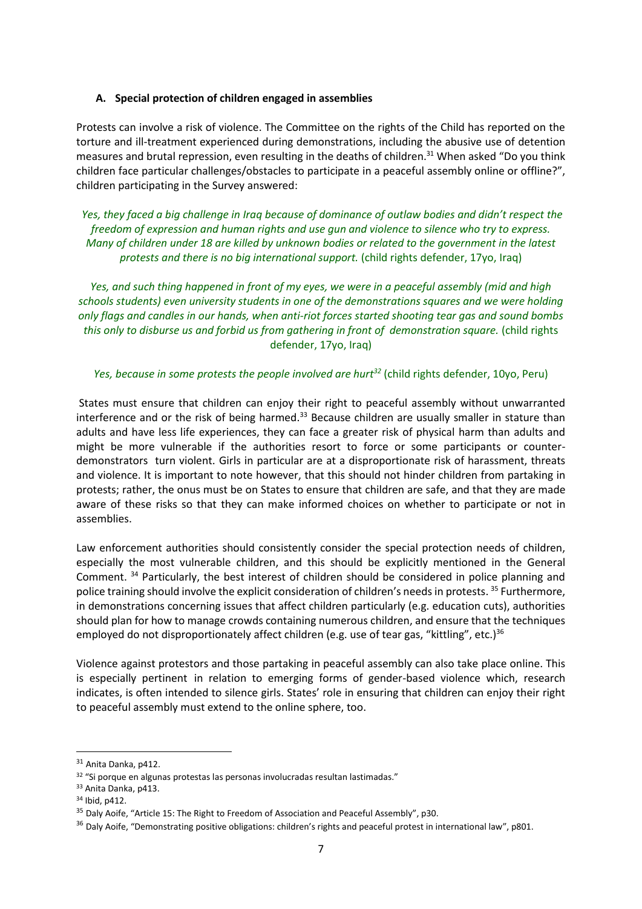### A. Special protection of children engaged in assemblies

Protests can involve a risk of violence. The Committee on the rights of the Child has reported on the torture and ill-treatment experienced during demonstrations, including the abusive use of detention measures and brutal repression, even resulting in the deaths of children.[31] When asked "Do you think children face particular challenges/obstacles to participate in a peaceful assembly online or offline?", children participating in the Survey answered:

> *Yes, they faced a big challenge in Iraq because of dominance of outlaw bodies and didn't respect the freedom of expression and human rights and use gun and violence to silence who try to express. Many of children under 18 are killed by unknown bodies or related to the government in the latest protests and there is no big international support.* (child rights defender, 17yo, Iraq)

> *Yes, and such thing happened in front of my eyes, we were in a peaceful assembly (mid and high schools students) even university students in one of the demonstrations squares and we were holding only flags and candles in our hands, when anti-riot forces started shooting tear gas and sound bombs this only to disburse us and forbid us from gathering in front of demonstration square.* (child rights defender, 17yo, Iraq)

> *Yes, because in some protests the people involved are hurt*[32] (child rights defender, 10yo, Peru)

States must ensure that children can enjoy their right to peaceful assembly without unwarranted interference and or the risk of being harmed.[33] Because children are usually smaller in stature than adults and have less life experiences, they can face a greater risk of physical harm than adults and might be more vulnerable if the authorities resort to force or some participants or counter-demonstrators turn violent. Girls in particular are at a disproportionate risk of harassment, threats and violence. It is important to note however, that this should not hinder children from partaking in protests; rather, the onus must be on States to ensure that children are safe, and that they are made aware of these risks so that they can make informed choices on whether to participate or not in assemblies.

Law enforcement authorities should consistently consider the special protection needs of children, especially the most vulnerable children, and this should be explicitly mentioned in the General Comment.[34] Particularly, the best interest of children should be considered in police planning and police training should involve the explicit consideration of children's needs in protests.[35] Furthermore, in demonstrations concerning issues that affect children particularly (e.g. education cuts), authorities should plan for how to manage crowds containing numerous children, and ensure that the techniques employed do not disproportionately affect children (e.g. use of tear gas, "kittling", etc.)[36]

Violence against protestors and those partaking in peaceful assembly can also take place online. This is especially pertinent in relation to emerging forms of gender-based violence which, research indicates, is often intended to silence girls. States' role in ensuring that children can enjoy their right to peaceful assembly must extend to the online sphere, too.

---

[31] Anita Danka, p412.

[32] "Si porque en algunas protestas las personas involucradas resultan lastimadas."

[33] Anita Danka, p413.

[34] Ibid, p412.

[35] Daly Aoife, "Article 15: The Right to Freedom of Association and Peaceful Assembly", p30.

[36] Daly Aoife, "Demonstrating positive obligations: children's rights and peaceful protest in international law", p801.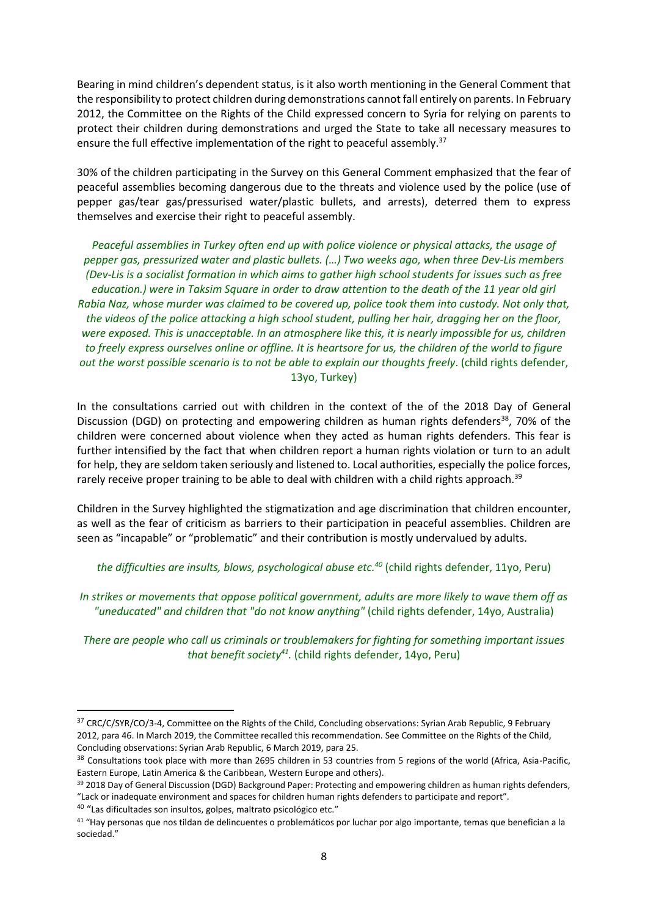Bearing in mind children's dependent status, is it also worth mentioning in the General Comment that the responsibility to protect children during demonstrations cannot fall entirely on parents. In February 2012, the Committee on the Rights of the Child expressed concern to Syria for relying on parents to protect their children during demonstrations and urged the State to take all necessary measures to ensure the full effective implementation of the right to peaceful assembly.[37]

30% of the children participating in the Survey on this General Comment emphasized that the fear of peaceful assemblies becoming dangerous due to the threats and violence used by the police (use of pepper gas/tear gas/pressurised water/plastic bullets, and arrests), deterred them to express themselves and exercise their right to peaceful assembly.

> *Peaceful assemblies in Turkey often end up with police violence or physical attacks, the usage of pepper gas, pressurized water and plastic bullets. (…) Two weeks ago, when three Dev-Lis members (Dev-Lis is a socialist formation in which aims to gather high school students for issues such as free education.) were in Taksim Square in order to draw attention to the death of the 11 year old girl Rabia Naz, whose murder was claimed to be covered up, police took them into custody. Not only that, the videos of the police attacking a high school student, pulling her hair, dragging her on the floor, were exposed. This is unacceptable. In an atmosphere like this, it is nearly impossible for us, children to freely express ourselves online or offline. It is heartsore for us, the children of the world to figure out the worst possible scenario is to not be able to explain our thoughts freely*. (child rights defender, 13yo, Turkey)

In the consultations carried out with children in the context of the of the 2018 Day of General Discussion (DGD) on protecting and empowering children as human rights defenders[38], 70% of the children were concerned about violence when they acted as human rights defenders. This fear is further intensified by the fact that when children report a human rights violation or turn to an adult for help, they are seldom taken seriously and listened to. Local authorities, especially the police forces, rarely receive proper training to be able to deal with children with a child rights approach.[39]

Children in the Survey highlighted the stigmatization and age discrimination that children encounter, as well as the fear of criticism as barriers to their participation in peaceful assemblies. Children are seen as "incapable" or "problematic" and their contribution is mostly undervalued by adults.

> *the difficulties are insults, blows, psychological abuse etc.[40]* (child rights defender, 11yo, Peru)

> *In strikes or movements that oppose political government, adults are more likely to wave them off as "uneducated" and children that "do not know anything"* (child rights defender, 14yo, Australia)

> *There are people who call us criminals or troublemakers for fighting for something important issues that benefit society[41].* (child rights defender, 14yo, Peru)

---

[37] CRC/C/SYR/CO/3-4, Committee on the Rights of the Child, Concluding observations: Syrian Arab Republic, 9 February 2012, para 46. In March 2019, the Committee recalled this recommendation. See Committee on the Rights of the Child, Concluding observations: Syrian Arab Republic, 6 March 2019, para 25.

[38] Consultations took place with more than 2695 children in 53 countries from 5 regions of the world (Africa, Asia-Pacific, Eastern Europe, Latin America & the Caribbean, Western Europe and others).

[39] 2018 Day of General Discussion (DGD) Background Paper: Protecting and empowering children as human rights defenders, "Lack or inadequate environment and spaces for children human rights defenders to participate and report".

[40] "Las dificultades son insultos, golpes, maltrato psicológico etc."

[41] "Hay personas que nos tildan de delincuentes o problemáticos por luchar por algo importante, temas que benefician a la sociedad."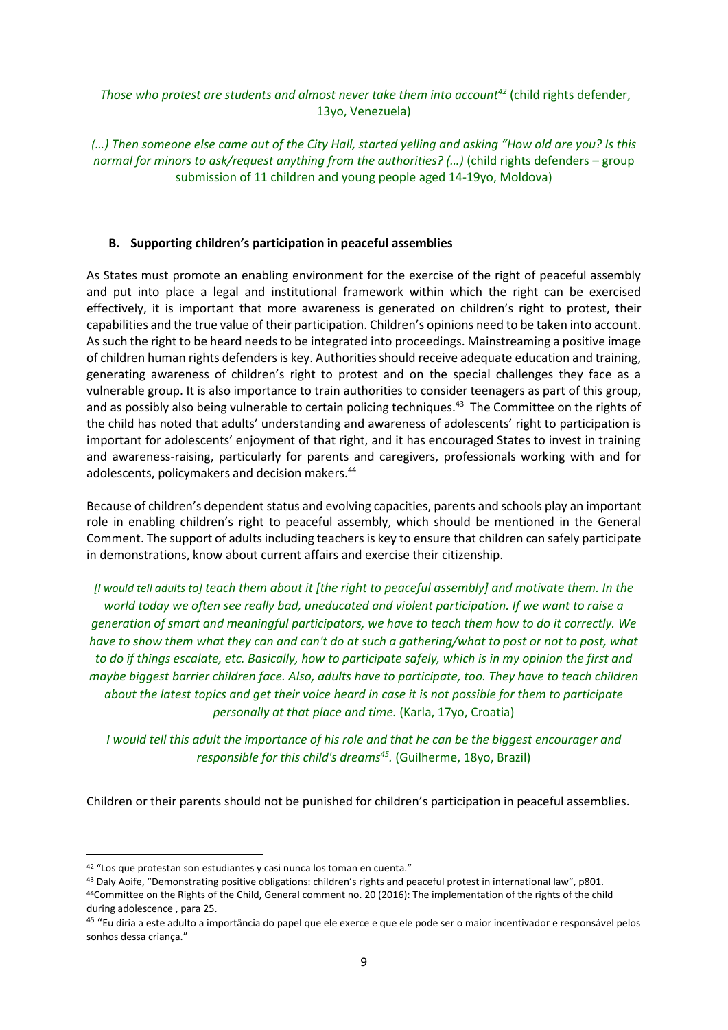*Those who protest are students and almost never take them into account*[42] (child rights defender, 13yo, Venezuela)

*(…) Then someone else came out of the City Hall, started yelling and asking "How old are you? Is this normal for minors to ask/request anything from the authorities? (…)* (child rights defenders – group submission of 11 children and young people aged 14-19yo, Moldova)

### B. Supporting children's participation in peaceful assemblies

As States must promote an enabling environment for the exercise of the right of peaceful assembly and put into place a legal and institutional framework within which the right can be exercised effectively, it is important that more awareness is generated on children's right to protest, their capabilities and the true value of their participation. Children's opinions need to be taken into account. As such the right to be heard needs to be integrated into proceedings. Mainstreaming a positive image of children human rights defenders is key. Authorities should receive adequate education and training, generating awareness of children's right to protest and on the special challenges they face as a vulnerable group. It is also importance to train authorities to consider teenagers as part of this group, and as possibly also being vulnerable to certain policing techniques.[43] The Committee on the rights of the child has noted that adults' understanding and awareness of adolescents' right to participation is important for adolescents' enjoyment of that right, and it has encouraged States to invest in training and awareness-raising, particularly for parents and caregivers, professionals working with and for adolescents, policymakers and decision makers.[44]

Because of children's dependent status and evolving capacities, parents and schools play an important role in enabling children's right to peaceful assembly, which should be mentioned in the General Comment. The support of adults including teachers is key to ensure that children can safely participate in demonstrations, know about current affairs and exercise their citizenship.

*[I would tell adults to] teach them about it [the right to peaceful assembly] and motivate them. In the world today we often see really bad, uneducated and violent participation. If we want to raise a generation of smart and meaningful participators, we have to teach them how to do it correctly. We have to show them what they can and can't do at such a gathering/what to post or not to post, what to do if things escalate, etc. Basically, how to participate safely, which is in my opinion the first and maybe biggest barrier children face. Also, adults have to participate, too. They have to teach children about the latest topics and get their voice heard in case it is not possible for them to participate personally at that place and time.* (Karla, 17yo, Croatia)

*I would tell this adult the importance of his role and that he can be the biggest encourager and responsible for this child's dreams*[45]. (Guilherme, 18yo, Brazil)

Children or their parents should not be punished for children's participation in peaceful assemblies.

---

[42] "Los que protestan son estudiantes y casi nunca los toman en cuenta."

[43] Daly Aoife, "Demonstrating positive obligations: children's rights and peaceful protest in international law", p801.

[44] Committee on the Rights of the Child, General comment no. 20 (2016): The implementation of the rights of the child during adolescence , para 25.

[45] "Eu diria a este adulto a importância do papel que ele exerce e que ele pode ser o maior incentivador e responsável pelos sonhos dessa criança."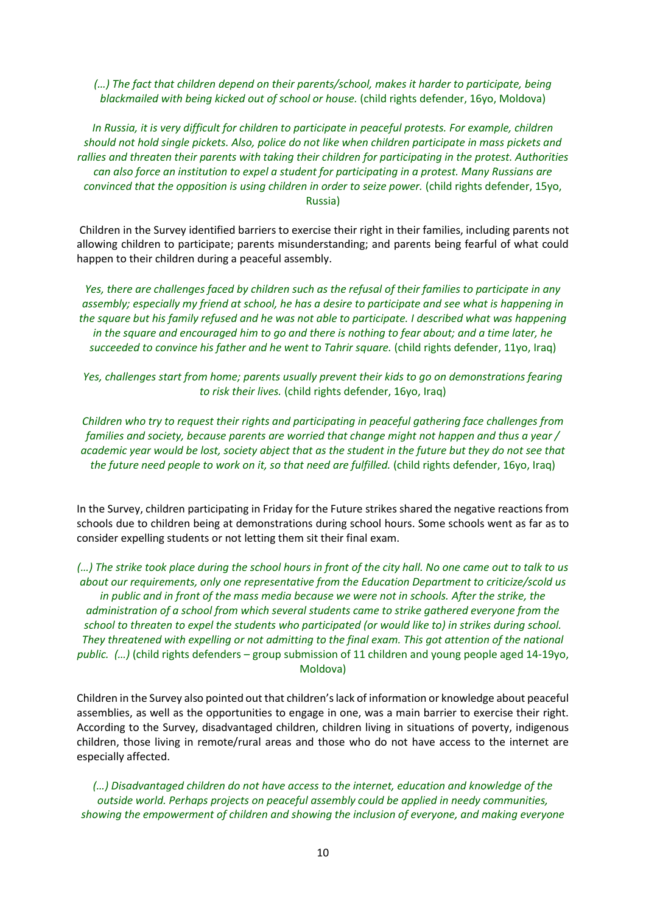*(…) The fact that children depend on their parents/school, makes it harder to participate, being blackmailed with being kicked out of school or house.* (child rights defender, 16yo, Moldova)

*In Russia, it is very difficult for children to participate in peaceful protests. For example, children should not hold single pickets. Also, police do not like when children participate in mass pickets and rallies and threaten their parents with taking their children for participating in the protest. Authorities can also force an institution to expel a student for participating in a protest. Many Russians are convinced that the opposition is using children in order to seize power.* (child rights defender, 15yo, Russia)

Children in the Survey identified barriers to exercise their right in their families, including parents not allowing children to participate; parents misunderstanding; and parents being fearful of what could happen to their children during a peaceful assembly.

*Yes, there are challenges faced by children such as the refusal of their families to participate in any assembly; especially my friend at school, he has a desire to participate and see what is happening in the square but his family refused and he was not able to participate. I described what was happening in the square and encouraged him to go and there is nothing to fear about; and a time later, he succeeded to convince his father and he went to Tahrir square.* (child rights defender, 11yo, Iraq)

*Yes, challenges start from home; parents usually prevent their kids to go on demonstrations fearing to risk their lives.* (child rights defender, 16yo, Iraq)

*Children who try to request their rights and participating in peaceful gathering face challenges from families and society, because parents are worried that change might not happen and thus a year / academic year would be lost, society object that as the student in the future but they do not see that the future need people to work on it, so that need are fulfilled.* (child rights defender, 16yo, Iraq)

In the Survey, children participating in Friday for the Future strikes shared the negative reactions from schools due to children being at demonstrations during school hours. Some schools went as far as to consider expelling students or not letting them sit their final exam.

*(…) The strike took place during the school hours in front of the city hall. No one came out to talk to us about our requirements, only one representative from the Education Department to criticize/scold us in public and in front of the mass media because we were not in schools. After the strike, the administration of a school from which several students came to strike gathered everyone from the school to threaten to expel the students who participated (or would like to) in strikes during school. They threatened with expelling or not admitting to the final exam. This got attention of the national public. (…)* (child rights defenders – group submission of 11 children and young people aged 14-19yo, Moldova)

Children in the Survey also pointed out that children's lack of information or knowledge about peaceful assemblies, as well as the opportunities to engage in one, was a main barrier to exercise their right. According to the Survey, disadvantaged children, children living in situations of poverty, indigenous children, those living in remote/rural areas and those who do not have access to the internet are especially affected.

*(…) Disadvantaged children do not have access to the internet, education and knowledge of the outside world. Perhaps projects on peaceful assembly could be applied in needy communities, showing the empowerment of children and showing the inclusion of everyone, and making everyone*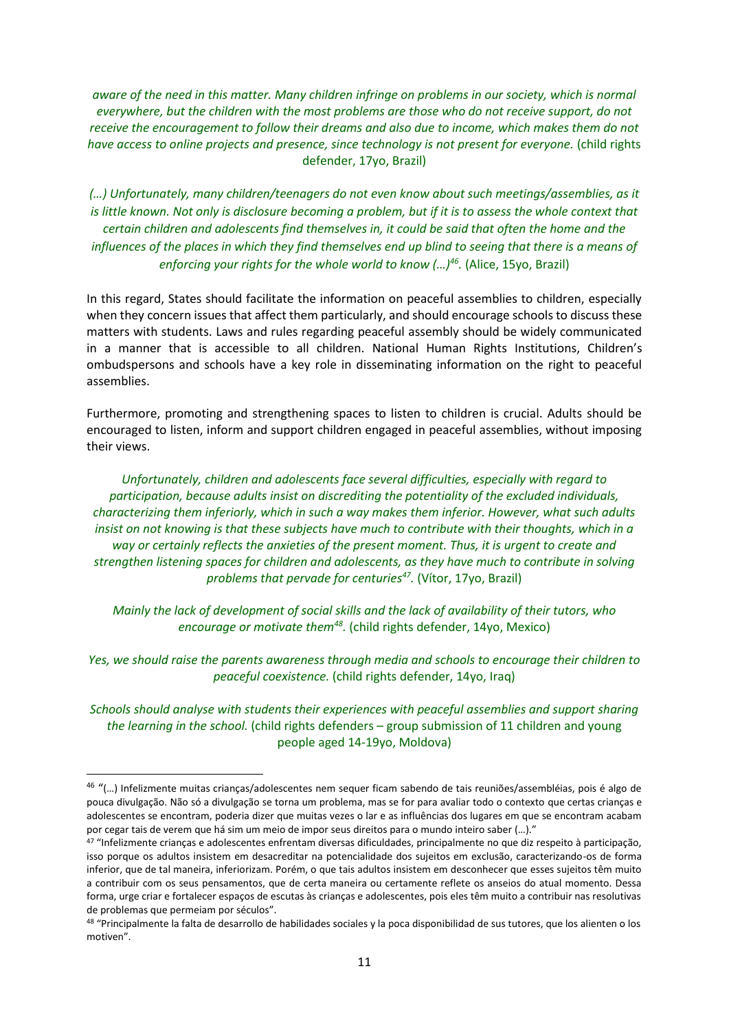*aware of the need in this matter. Many children infringe on problems in our society, which is normal everywhere, but the children with the most problems are those who do not receive support, do not receive the encouragement to follow their dreams and also due to income, which makes them do not have access to online projects and presence, since technology is not present for everyone.* (child rights defender, 17yo, Brazil)

*(…) Unfortunately, many children/teenagers do not even know about such meetings/assemblies, as it is little known. Not only is disclosure becoming a problem, but if it is to assess the whole context that certain children and adolescents find themselves in, it could be said that often the home and the influences of the places in which they find themselves end up blind to seeing that there is a means of enforcing your rights for the whole world to know (…)*[46]. (Alice, 15yo, Brazil)

In this regard, States should facilitate the information on peaceful assemblies to children, especially when they concern issues that affect them particularly, and should encourage schools to discuss these matters with students. Laws and rules regarding peaceful assembly should be widely communicated in a manner that is accessible to all children. National Human Rights Institutions, Children's ombudspersons and schools have a key role in disseminating information on the right to peaceful assemblies.

Furthermore, promoting and strengthening spaces to listen to children is crucial. Adults should be encouraged to listen, inform and support children engaged in peaceful assemblies, without imposing their views.

*Unfortunately, children and adolescents face several difficulties, especially with regard to participation, because adults insist on discrediting the potentiality of the excluded individuals, characterizing them inferiorly, which in such a way makes them inferior. However, what such adults insist on not knowing is that these subjects have much to contribute with their thoughts, which in a way or certainly reflects the anxieties of the present moment. Thus, it is urgent to create and strengthen listening spaces for children and adolescents, as they have much to contribute in solving problems that pervade for centuries*[47]. (Vítor, 17yo, Brazil)

*Mainly the lack of development of social skills and the lack of availability of their tutors, who encourage or motivate them*[48]. (child rights defender, 14yo, Mexico)

*Yes, we should raise the parents awareness through media and schools to encourage their children to peaceful coexistence.* (child rights defender, 14yo, Iraq)

*Schools should analyse with students their experiences with peaceful assemblies and support sharing the learning in the school.* (child rights defenders – group submission of 11 children and young people aged 14-19yo, Moldova)

---

[46] "(…) Infelizmente muitas crianças/adolescentes nem sequer ficam sabendo de tais reuniões/assembléias, pois é algo de pouca divulgação. Não só a divulgação se torna um problema, mas se for para avaliar todo o contexto que certas crianças e adolescentes se encontram, poderia dizer que muitas vezes o lar e as influências dos lugares em que se encontram acabam por cegar tais de verem que há sim um meio de impor seus direitos para o mundo inteiro saber (…)."

[47] "Infelizmente crianças e adolescentes enfrentam diversas dificuldades, principalmente no que diz respeito à participação, isso porque os adultos insistem em desacreditar na potencialidade dos sujeitos em exclusão, caracterizando-os de forma inferior, que de tal maneira, inferiorizam. Porém, o que tais adultos insistem em desconhecer que esses sujeitos têm muito a contribuir com os seus pensamentos, que de certa maneira ou certamente reflete os anseios do atual momento. Dessa forma, urge criar e fortalecer espaços de escutas às crianças e adolescentes, pois eles têm muito a contribuir nas resolutivas de problemas que permeiam por séculos".

[48] "Principalmente la falta de desarrollo de habilidades sociales y la poca disponibilidad de sus tutores, que los alienten o los motiven".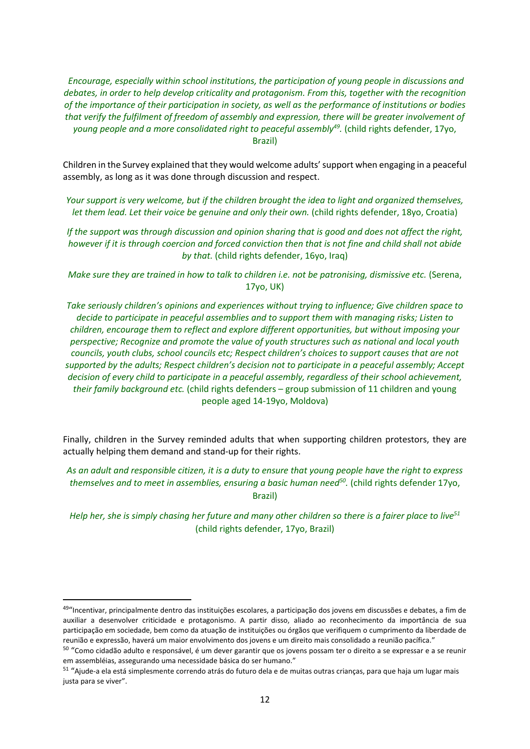*Encourage, especially within school institutions, the participation of young people in discussions and debates, in order to help develop criticality and protagonism. From this, together with the recognition of the importance of their participation in society, as well as the performance of institutions or bodies that verify the fulfilment of freedom of assembly and expression, there will be greater involvement of young people and a more consolidated right to peaceful assembly[49].* (child rights defender, 17yo, Brazil)

Children in the Survey explained that they would welcome adults' support when engaging in a peaceful assembly, as long as it was done through discussion and respect.

*Your support is very welcome, but if the children brought the idea to light and organized themselves, let them lead. Let their voice be genuine and only their own.* (child rights defender, 18yo, Croatia)

*If the support was through discussion and opinion sharing that is good and does not affect the right, however if it is through coercion and forced conviction then that is not fine and child shall not abide by that.* (child rights defender, 16yo, Iraq)

*Make sure they are trained in how to talk to children i.e. not be patronising, dismissive etc.* (Serena, 17yo, UK)

*Take seriously children's opinions and experiences without trying to influence; Give children space to decide to participate in peaceful assemblies and to support them with managing risks; Listen to children, encourage them to reflect and explore different opportunities, but without imposing your perspective; Recognize and promote the value of youth structures such as national and local youth councils, youth clubs, school councils etc; Respect children's choices to support causes that are not supported by the adults; Respect children's decision not to participate in a peaceful assembly; Accept decision of every child to participate in a peaceful assembly, regardless of their school achievement, their family background etc.* (child rights defenders – group submission of 11 children and young people aged 14-19yo, Moldova)

Finally, children in the Survey reminded adults that when supporting children protestors, they are actually helping them demand and stand-up for their rights.

*As an adult and responsible citizen, it is a duty to ensure that young people have the right to express themselves and to meet in assemblies, ensuring a basic human need[50].* (child rights defender 17yo, Brazil)

*Help her, she is simply chasing her future and many other children so there is a fairer place to live[51]* (child rights defender, 17yo, Brazil)

---

[49] "Incentivar, principalmente dentro das instituições escolares, a participação dos jovens em discussões e debates, a fim de auxiliar a desenvolver criticidade e protagonismo. A partir disso, aliado ao reconhecimento da importância de sua participação em sociedade, bem como da atuação de instituições ou órgãos que verifiquem o cumprimento da liberdade de reunião e expressão, haverá um maior envolvimento dos jovens e um direito mais consolidado a reunião pacífica."

[50] "Como cidadão adulto e responsável, é um dever garantir que os jovens possam ter o direito a se expressar e a se reunir em assembléias, assegurando uma necessidade básica do ser humano."

[51] "Ajude-a ela está simplesmente correndo atrás do futuro dela e de muitas outras crianças, para que haja um lugar mais justa para se viver".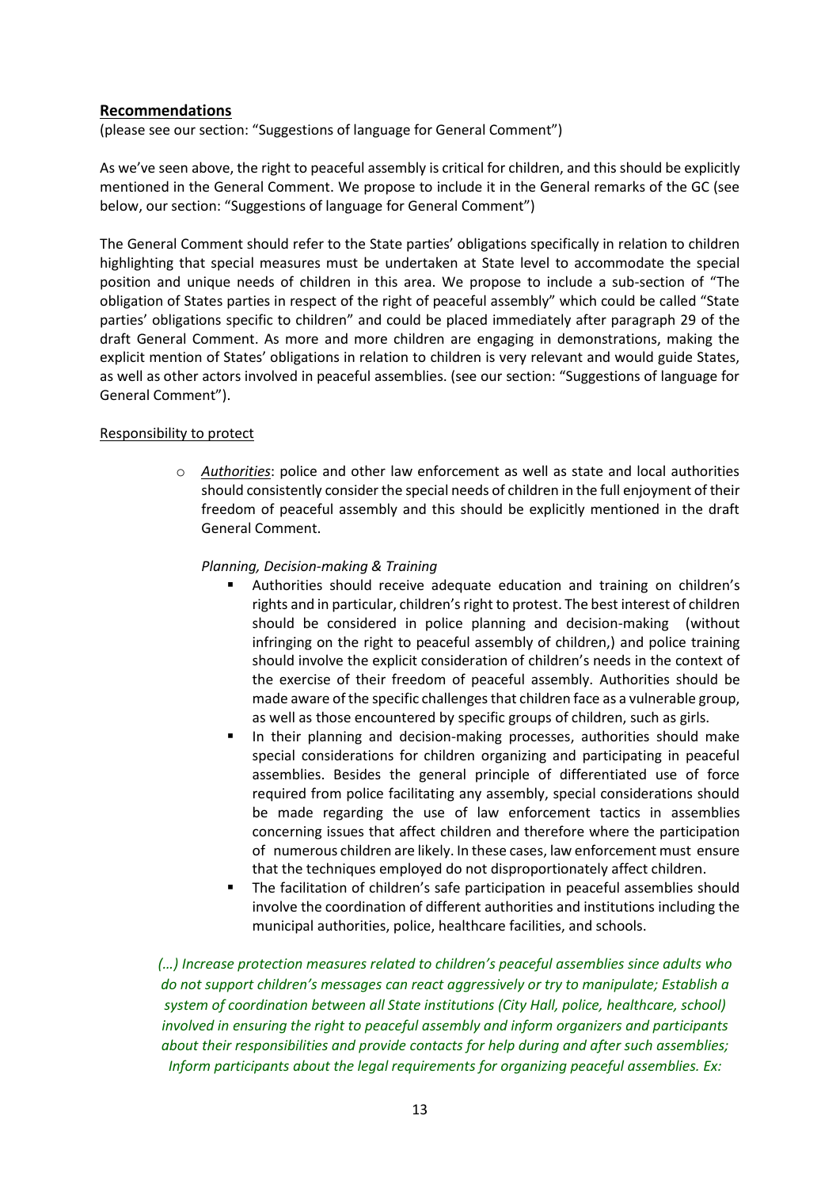## **Recommendations**

(please see our section: "Suggestions of language for General Comment")

As we've seen above, the right to peaceful assembly is critical for children, and this should be explicitly mentioned in the General Comment. We propose to include it in the General remarks of the GC (see below, our section: "Suggestions of language for General Comment")

The General Comment should refer to the State parties' obligations specifically in relation to children highlighting that special measures must be undertaken at State level to accommodate the special position and unique needs of children in this area. We propose to include a sub-section of "The obligation of States parties in respect of the right of peaceful assembly" which could be called "State parties' obligations specific to children" and could be placed immediately after paragraph 29 of the draft General Comment. As more and more children are engaging in demonstrations, making the explicit mention of States' obligations in relation to children is very relevant and would guide States, as well as other actors involved in peaceful assemblies. (see our section: "Suggestions of language for General Comment").

Responsibility to protect

- *Authorities*: police and other law enforcement as well as state and local authorities should consistently consider the special needs of children in the full enjoyment of their freedom of peaceful assembly and this should be explicitly mentioned in the draft General Comment.

  *Planning, Decision-making & Training*

  - Authorities should receive adequate education and training on children's rights and in particular, children's right to protest. The best interest of children should be considered in police planning and decision-making (without infringing on the right to peaceful assembly of children,) and police training should involve the explicit consideration of children's needs in the context of the exercise of their freedom of peaceful assembly. Authorities should be made aware of the specific challenges that children face as a vulnerable group, as well as those encountered by specific groups of children, such as girls.
  - In their planning and decision-making processes, authorities should make special considerations for children organizing and participating in peaceful assemblies. Besides the general principle of differentiated use of force required from police facilitating any assembly, special considerations should be made regarding the use of law enforcement tactics in assemblies concerning issues that affect children and therefore where the participation of numerous children are likely. In these cases, law enforcement must ensure that the techniques employed do not disproportionately affect children.
  - The facilitation of children's safe participation in peaceful assemblies should involve the coordination of different authorities and institutions including the municipal authorities, police, healthcare facilities, and schools.

*(…) Increase protection measures related to children's peaceful assemblies since adults who do not support children's messages can react aggressively or try to manipulate; Establish a system of coordination between all State institutions (City Hall, police, healthcare, school) involved in ensuring the right to peaceful assembly and inform organizers and participants about their responsibilities and provide contacts for help during and after such assemblies; Inform participants about the legal requirements for organizing peaceful assemblies. Ex:*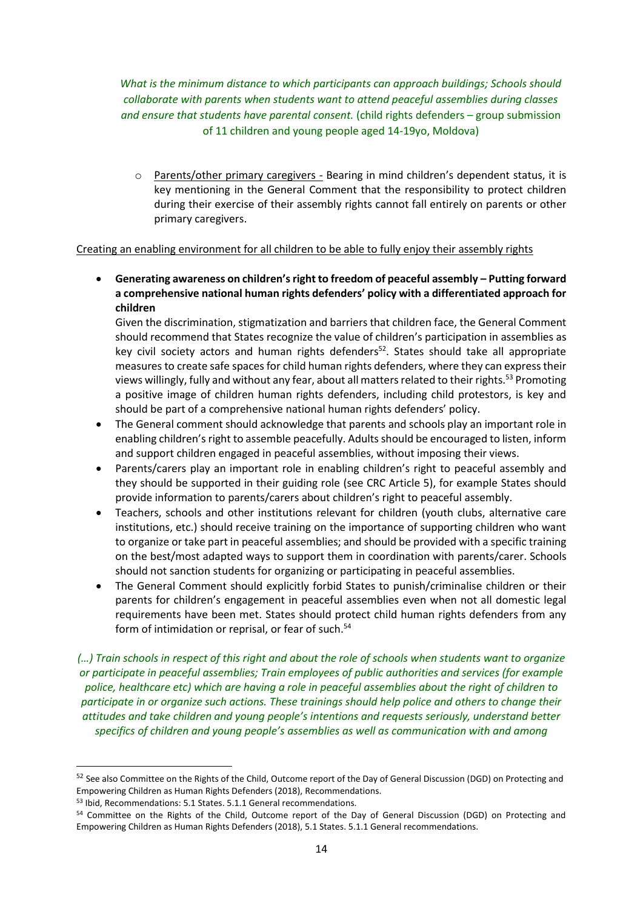*What is the minimum distance to which participants can approach buildings; Schools should collaborate with parents when students want to attend peaceful assemblies during classes and ensure that students have parental consent.* (child rights defenders – group submission of 11 children and young people aged 14-19yo, Moldova)

- Parents/other primary caregivers - Bearing in mind children's dependent status, it is key mentioning in the General Comment that the responsibility to protect children during their exercise of their assembly rights cannot fall entirely on parents or other primary caregivers.

Creating an enabling environment for all children to be able to fully enjoy their assembly rights

- **Generating awareness on children's right to freedom of peaceful assembly – Putting forward a comprehensive national human rights defenders' policy with a differentiated approach for children**
  Given the discrimination, stigmatization and barriers that children face, the General Comment should recommend that States recognize the value of children's participation in assemblies as key civil society actors and human rights defenders[52]. States should take all appropriate measures to create safe spaces for child human rights defenders, where they can express their views willingly, fully and without any fear, about all matters related to their rights.[53] Promoting a positive image of children human rights defenders, including child protestors, is key and should be part of a comprehensive national human rights defenders' policy.
- The General comment should acknowledge that parents and schools play an important role in enabling children's right to assemble peacefully. Adults should be encouraged to listen, inform and support children engaged in peaceful assemblies, without imposing their views.
- Parents/carers play an important role in enabling children's right to peaceful assembly and they should be supported in their guiding role (see CRC Article 5), for example States should provide information to parents/carers about children's right to peaceful assembly.
- Teachers, schools and other institutions relevant for children (youth clubs, alternative care institutions, etc.) should receive training on the importance of supporting children who want to organize or take part in peaceful assemblies; and should be provided with a specific training on the best/most adapted ways to support them in coordination with parents/carer. Schools should not sanction students for organizing or participating in peaceful assemblies.
- The General Comment should explicitly forbid States to punish/criminalise children or their parents for children's engagement in peaceful assemblies even when not all domestic legal requirements have been met. States should protect child human rights defenders from any form of intimidation or reprisal, or fear of such.[54]

*(…) Train schools in respect of this right and about the role of schools when students want to organize or participate in peaceful assemblies; Train employees of public authorities and services (for example police, healthcare etc) which are having a role in peaceful assemblies about the right of children to participate in or organize such actions. These trainings should help police and others to change their attitudes and take children and young people's intentions and requests seriously, understand better specifics of children and young people's assemblies as well as communication with and among*

---

[52] See also Committee on the Rights of the Child, Outcome report of the Day of General Discussion (DGD) on Protecting and Empowering Children as Human Rights Defenders (2018), Recommendations.

[53] Ibid, Recommendations: 5.1 States. 5.1.1 General recommendations.

[54] Committee on the Rights of the Child, Outcome report of the Day of General Discussion (DGD) on Protecting and Empowering Children as Human Rights Defenders (2018), 5.1 States. 5.1.1 General recommendations.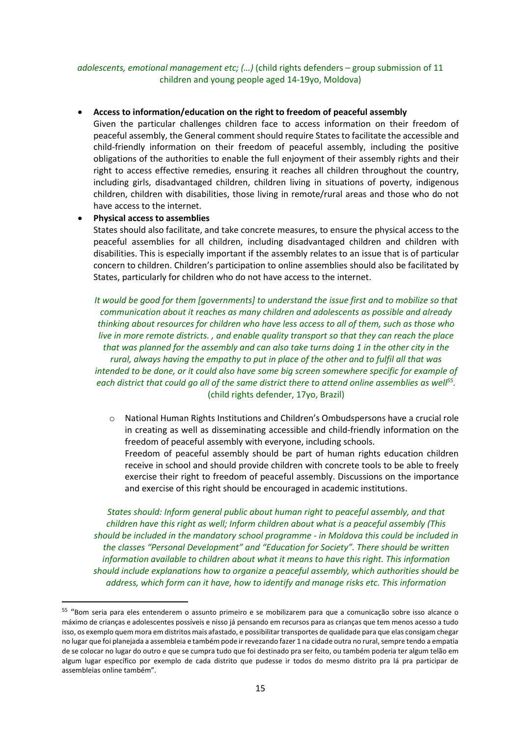*adolescents, emotional management etc; (…)* (child rights defenders – group submission of 11 children and young people aged 14-19yo, Moldova)

- **Access to information/education on the right to freedom of peaceful assembly**
  Given the particular challenges children face to access information on their freedom of peaceful assembly, the General comment should require States to facilitate the accessible and child-friendly information on their freedom of peaceful assembly, including the positive obligations of the authorities to enable the full enjoyment of their assembly rights and their right to access effective remedies, ensuring it reaches all children throughout the country, including girls, disadvantaged children, children living in situations of poverty, indigenous children, children with disabilities, those living in remote/rural areas and those who do not have access to the internet.
- **Physical access to assemblies**
  States should also facilitate, and take concrete measures, to ensure the physical access to the peaceful assemblies for all children, including disadvantaged children and children with disabilities. This is especially important if the assembly relates to an issue that is of particular concern to children. Children's participation to online assemblies should also be facilitated by States, particularly for children who do not have access to the internet.

*It would be good for them [governments] to understand the issue first and to mobilize so that communication about it reaches as many children and adolescents as possible and already thinking about resources for children who have less access to all of them, such as those who live in more remote districts. , and enable quality transport so that they can reach the place that was planned for the assembly and can also take turns doing 1 in the other city in the rural, always having the empathy to put in place of the other and to fulfil all that was intended to be done, or it could also have some big screen somewhere specific for example of each district that could go all of the same district there to attend online assemblies as well*[55]. (child rights defender, 17yo, Brazil)

  - National Human Rights Institutions and Children's Ombudspersons have a crucial role in creating as well as disseminating accessible and child-friendly information on the freedom of peaceful assembly with everyone, including schools.
    Freedom of peaceful assembly should be part of human rights education children receive in school and should provide children with concrete tools to be able to freely exercise their right to freedom of peaceful assembly. Discussions on the importance and exercise of this right should be encouraged in academic institutions.

*States should: Inform general public about human right to peaceful assembly, and that children have this right as well; Inform children about what is a peaceful assembly (This should be included in the mandatory school programme - in Moldova this could be included in the classes "Personal Development" and "Education for Society". There should be written information available to children about what it means to have this right. This information should include explanations how to organize a peaceful assembly, which authorities should be address, which form can it have, how to identify and manage risks etc. This information*

---

[55] "Bom seria para eles entenderem o assunto primeiro e se mobilizarem para que a comunicação sobre isso alcance o máximo de crianças e adolescentes possíveis e nisso já pensando em recursos para as crianças que tem menos acesso a tudo isso, os exemplo quem mora em distritos mais afastado, e possibilitar transportes de qualidade para que elas consigam chegar no lugar que foi planejada a assembleia e também pode ir revezando fazer 1 na cidade outra no rural, sempre tendo a empatia de se colocar no lugar do outro e que se cumpra tudo que foi destinado pra ser feito, ou também poderia ter algum telão em algum lugar específico por exemplo de cada distrito que pudesse ir todos do mesmo distrito pra lá pra participar de assembleias online também".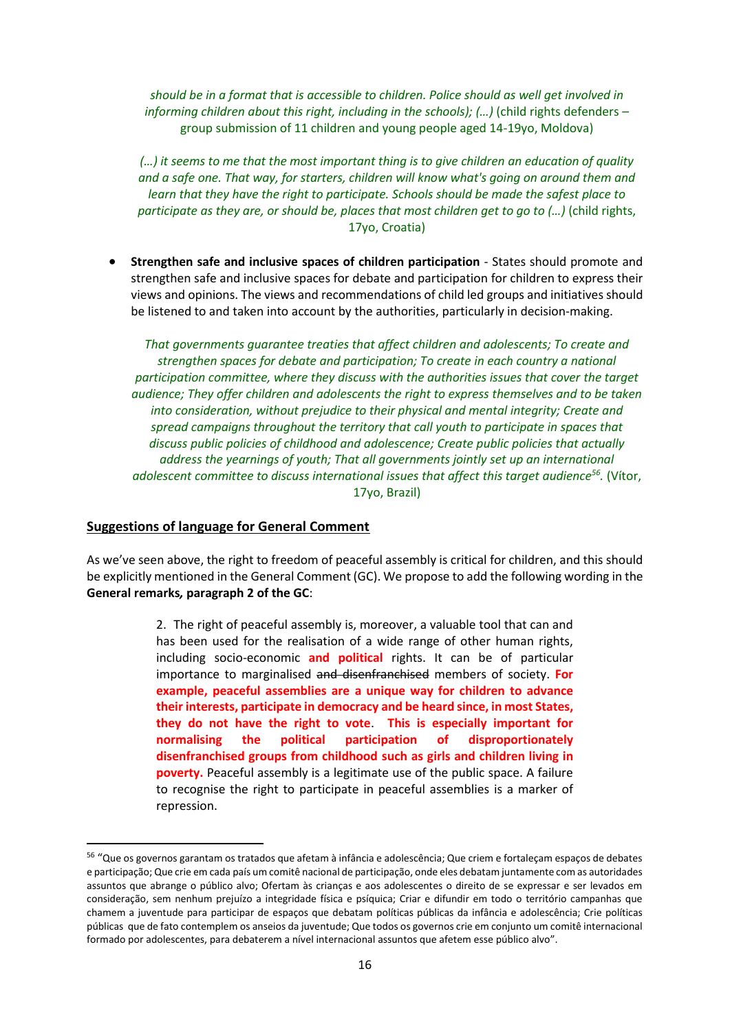*should be in a format that is accessible to children. Police should as well get involved in informing children about this right, including in the schools); (…)* (child rights defenders – group submission of 11 children and young people aged 14-19yo, Moldova)

*(…) it seems to me that the most important thing is to give children an education of quality and a safe one. That way, for starters, children will know what's going on around them and learn that they have the right to participate. Schools should be made the safest place to participate as they are, or should be, places that most children get to go to (…)* (child rights, 17yo, Croatia)

- **Strengthen safe and inclusive spaces of children participation** - States should promote and strengthen safe and inclusive spaces for debate and participation for children to express their views and opinions. The views and recommendations of child led groups and initiatives should be listened to and taken into account by the authorities, particularly in decision-making.

*That governments guarantee treaties that affect children and adolescents; To create and strengthen spaces for debate and participation; To create in each country a national participation committee, where they discuss with the authorities issues that cover the target audience; They offer children and adolescents the right to express themselves and to be taken into consideration, without prejudice to their physical and mental integrity; Create and spread campaigns throughout the territory that call youth to participate in spaces that discuss public policies of childhood and adolescence; Create public policies that actually address the yearnings of youth; That all governments jointly set up an international adolescent committee to discuss international issues that affect this target audience*[56]*.* (Vítor, 17yo, Brazil)

## Suggestions of language for General Comment

As we've seen above, the right to freedom of peaceful assembly is critical for children, and this should be explicitly mentioned in the General Comment (GC). We propose to add the following wording in the **General remarks, paragraph 2 of the GC**:

> 2. The right of peaceful assembly is, moreover, a valuable tool that can and has been used for the realisation of a wide range of other human rights, including socio-economic **and political** rights. It can be of particular importance to marginalised ~~and disenfranchised~~ members of society. **For example, peaceful assemblies are a unique way for children to advance their interests, participate in democracy and be heard since, in most States, they do not have the right to vote. This is especially important for normalising the political participation of disproportionately disenfranchised groups from childhood such as girls and children living in poverty.** Peaceful assembly is a legitimate use of the public space. A failure to recognise the right to participate in peaceful assemblies is a marker of repression.

---

[56] "Que os governos garantam os tratados que afetam à infância e adolescência; Que criem e fortaleçam espaços de debates e participação; Que crie em cada país um comitê nacional de participação, onde eles debatam juntamente com as autoridades assuntos que abrange o público alvo; Ofertam às crianças e aos adolescentes o direito de se expressar e ser levados em consideração, sem nenhum prejuízo a integridade física e psíquica; Criar e difundir em todo o território campanhas que chamem a juventude para participar de espaços que debatam políticas públicas da infância e adolescência; Crie políticas públicas que de fato contemplem os anseios da juventude; Que todos os governos crie em conjunto um comitê internacional formado por adolescentes, para debaterem a nível internacional assuntos que afetem esse público alvo".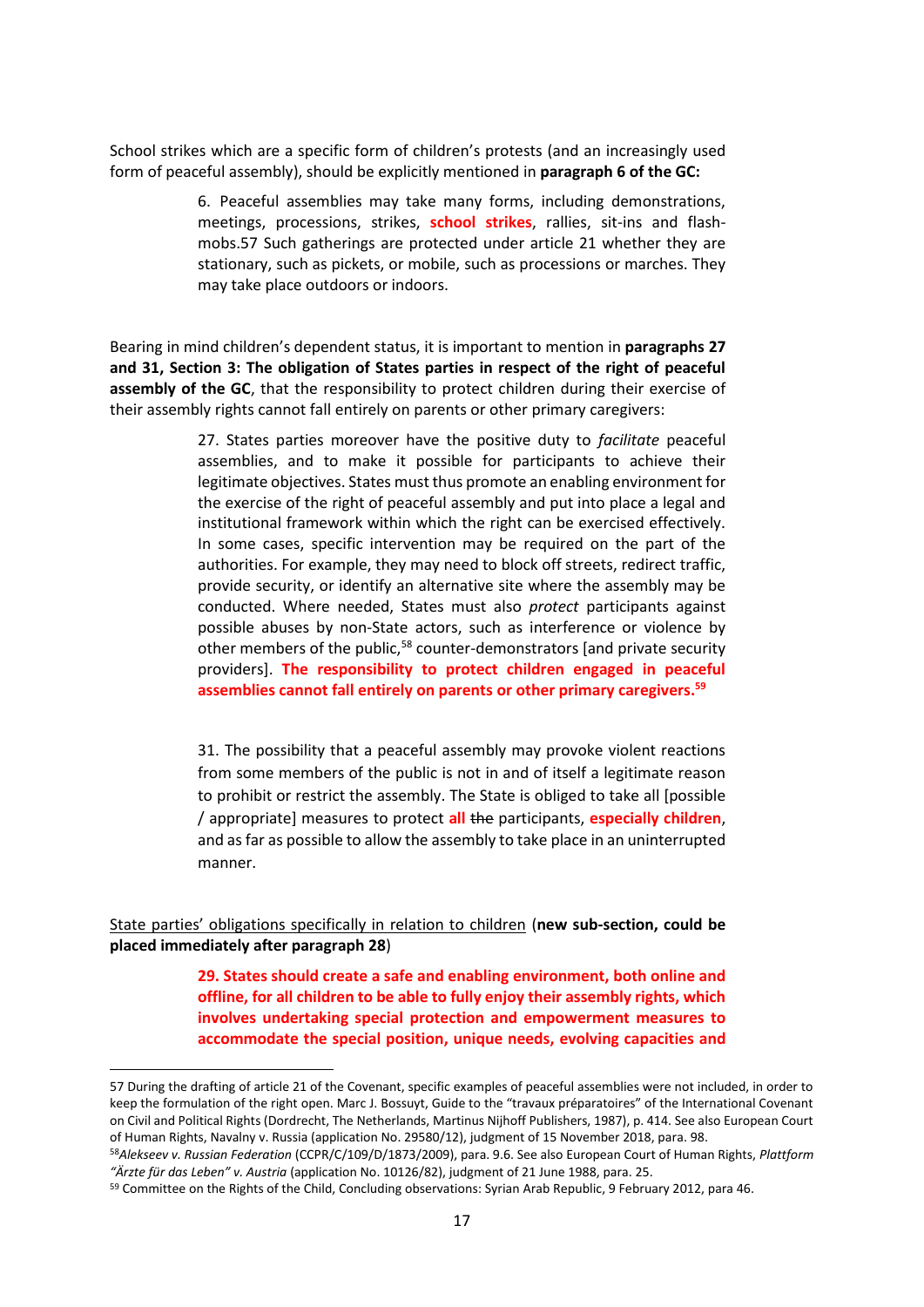School strikes which are a specific form of children's protests (and an increasingly used form of peaceful assembly), should be explicitly mentioned in **paragraph 6 of the GC:**

> 6. Peaceful assemblies may take many forms, including demonstrations, meetings, processions, strikes, **school strikes**, rallies, sit-ins and flash-mobs.57 Such gatherings are protected under article 21 whether they are stationary, such as pickets, or mobile, such as processions or marches. They may take place outdoors or indoors.

Bearing in mind children's dependent status, it is important to mention in **paragraphs 27 and 31, Section 3: The obligation of States parties in respect of the right of peaceful assembly of the GC**, that the responsibility to protect children during their exercise of their assembly rights cannot fall entirely on parents or other primary caregivers:

> 27. States parties moreover have the positive duty to *facilitate* peaceful assemblies, and to make it possible for participants to achieve their legitimate objectives. States must thus promote an enabling environment for the exercise of the right of peaceful assembly and put into place a legal and institutional framework within which the right can be exercised effectively. In some cases, specific intervention may be required on the part of the authorities. For example, they may need to block off streets, redirect traffic, provide security, or identify an alternative site where the assembly may be conducted. Where needed, States must also *protect* participants against possible abuses by non-State actors, such as interference or violence by other members of the public,[58] counter-demonstrators [and private security providers]. **The responsibility to protect children engaged in peaceful assemblies cannot fall entirely on parents or other primary caregivers.[59]**

> 31. The possibility that a peaceful assembly may provoke violent reactions from some members of the public is not in and of itself a legitimate reason to prohibit or restrict the assembly. The State is obliged to take all [possible / appropriate] measures to protect **all** ~~the~~ participants, **especially children**, and as far as possible to allow the assembly to take place in an uninterrupted manner.

<u>State parties' obligations specifically in relation to children</u> (**new sub-section, could be placed immediately after paragraph 28**)

> **29. States should create a safe and enabling environment, both online and offline, for all children to be able to fully enjoy their assembly rights, which involves undertaking special protection and empowerment measures to accommodate the special position, unique needs, evolving capacities and**

---

57 During the drafting of article 21 of the Covenant, specific examples of peaceful assemblies were not included, in order to keep the formulation of the right open. Marc J. Bossuyt, Guide to the "travaux préparatoires" of the International Covenant on Civil and Political Rights (Dordrecht, The Netherlands, Martinus Nijhoff Publishers, 1987), p. 414. See also European Court of Human Rights, Navalny v. Russia (application No. 29580/12), judgment of 15 November 2018, para. 98.

58 *Alekseev v. Russian Federation* (CCPR/C/109/D/1873/2009), para. 9.6. See also European Court of Human Rights, *Plattform "Ärzte für das Leben" v. Austria* (application No. 10126/82), judgment of 21 June 1988, para. 25.

59 Committee on the Rights of the Child, Concluding observations: Syrian Arab Republic, 9 February 2012, para 46.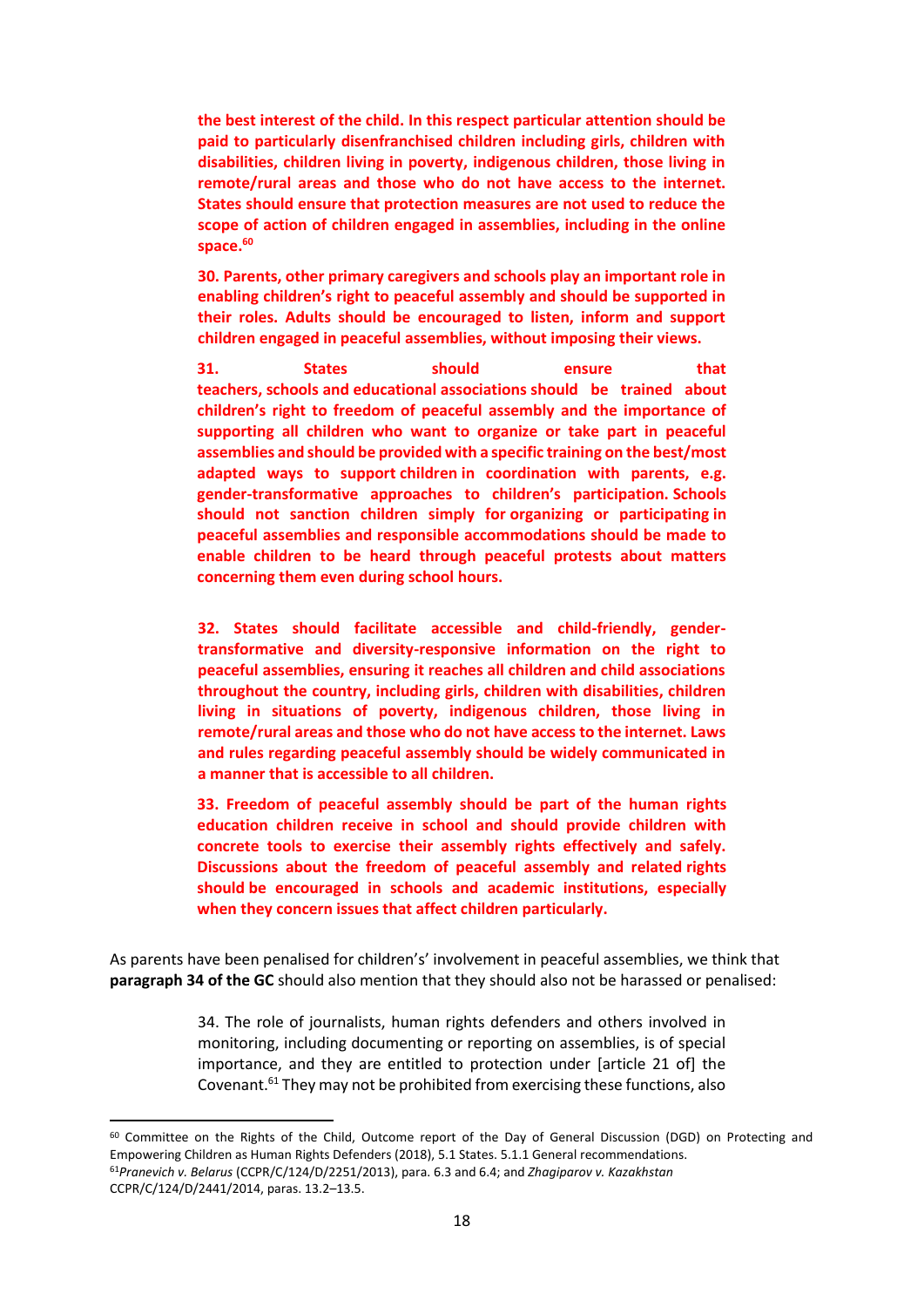**the best interest of the child. In this respect particular attention should be paid to particularly disenfranchised children including girls, children with disabilities, children living in poverty, indigenous children, those living in remote/rural areas and those who do not have access to the internet. States should ensure that protection measures are not used to reduce the scope of action of children engaged in assemblies, including in the online space.[60]**

**30. Parents, other primary caregivers and schools play an important role in enabling children's right to peaceful assembly and should be supported in their roles. Adults should be encouraged to listen, inform and support children engaged in peaceful assemblies, without imposing their views.**

**31. States should ensure that teachers, schools and educational associations should be trained about children's right to freedom of peaceful assembly and the importance of supporting all children who want to organize or take part in peaceful assemblies and should be provided with a specific training on the best/most adapted ways to support children in coordination with parents, e.g. gender-transformative approaches to children's participation. Schools should not sanction children simply for organizing or participating in peaceful assemblies and responsible accommodations should be made to enable children to be heard through peaceful protests about matters concerning them even during school hours.**

**32. States should facilitate accessible and child-friendly, gender-transformative and diversity-responsive information on the right to peaceful assemblies, ensuring it reaches all children and child associations throughout the country, including girls, children with disabilities, children living in situations of poverty, indigenous children, those living in remote/rural areas and those who do not have access to the internet. Laws and rules regarding peaceful assembly should be widely communicated in a manner that is accessible to all children.**

**33. Freedom of peaceful assembly should be part of the human rights education children receive in school and should provide children with concrete tools to exercise their assembly rights effectively and safely. Discussions about the freedom of peaceful assembly and related rights should be encouraged in schools and academic institutions, especially when they concern issues that affect children particularly.**

As parents have been penalised for childrens' involvement in peaceful assemblies, we think that **paragraph 34 of the GC** should also mention that they should also not be harassed or penalised:

> 34. The role of journalists, human rights defenders and others involved in monitoring, including documenting or reporting on assemblies, is of special importance, and they are entitled to protection under [article 21 of] the Covenant.[61] They may not be prohibited from exercising these functions, also

---

[60] Committee on the Rights of the Child, Outcome report of the Day of General Discussion (DGD) on Protecting and Empowering Children as Human Rights Defenders (2018), 5.1 States. 5.1.1 General recommendations.

[61] *Pranevich v. Belarus* (CCPR/C/124/D/2251/2013), para. 6.3 and 6.4; and *Zhagiparov v. Kazakhstan* CCPR/C/124/D/2441/2014, paras. 13.2–13.5.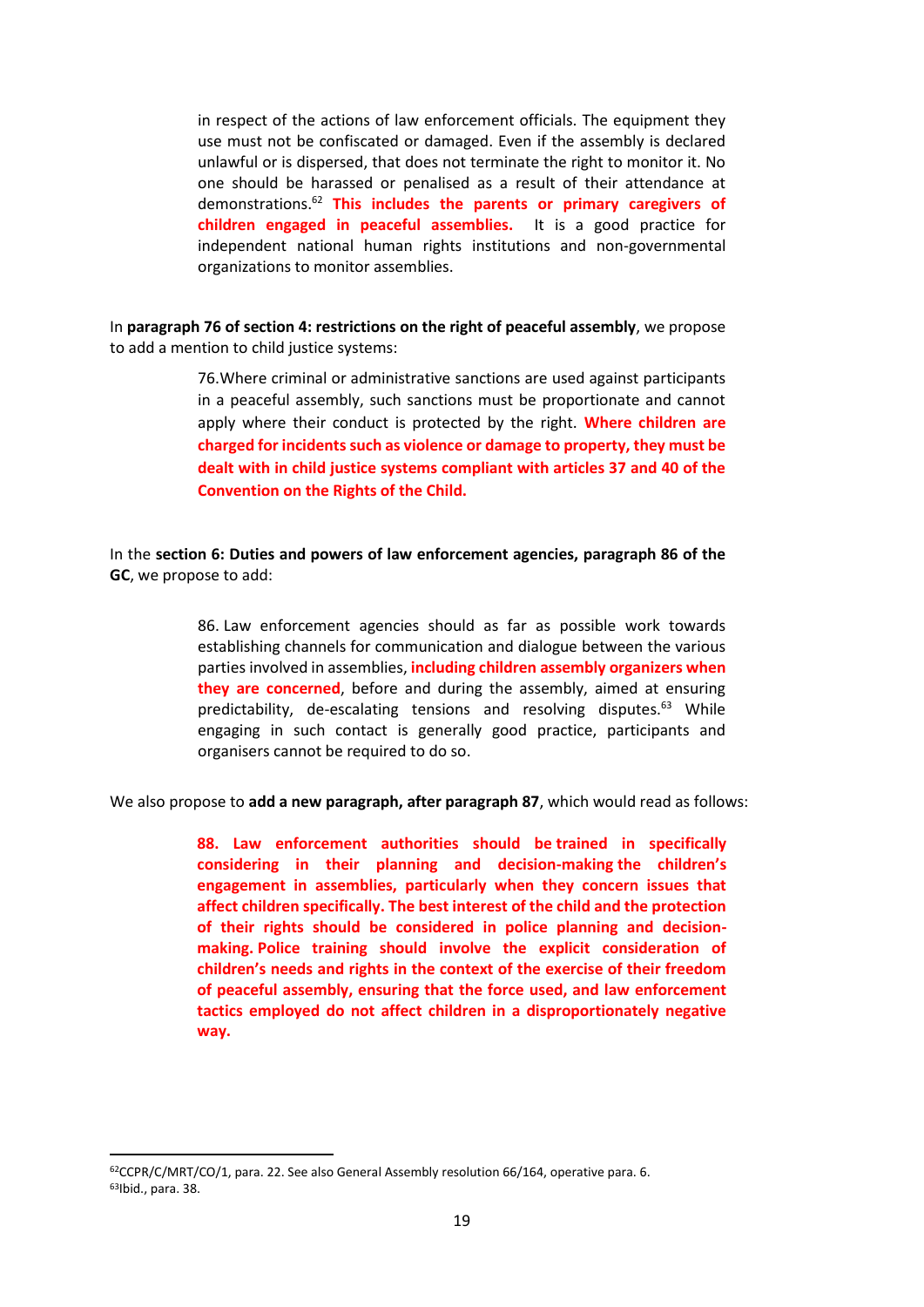> in respect of the actions of law enforcement officials. The equipment they use must not be confiscated or damaged. Even if the assembly is declared unlawful or is dispersed, that does not terminate the right to monitor it. No one should be harassed or penalised as a result of their attendance at demonstrations.[62] **This includes the parents or primary caregivers of children engaged in peaceful assemblies.** It is a good practice for independent national human rights institutions and non-governmental organizations to monitor assemblies.

In **paragraph 76 of section 4: restrictions on the right of peaceful assembly**, we propose to add a mention to child justice systems:

> 76.Where criminal or administrative sanctions are used against participants in a peaceful assembly, such sanctions must be proportionate and cannot apply where their conduct is protected by the right. **Where children are charged for incidents such as violence or damage to property, they must be dealt with in child justice systems compliant with articles 37 and 40 of the Convention on the Rights of the Child.**

In the **section 6: Duties and powers of law enforcement agencies, paragraph 86 of the GC**, we propose to add:

> 86. Law enforcement agencies should as far as possible work towards establishing channels for communication and dialogue between the various parties involved in assemblies, **including children assembly organizers when they are concerned**, before and during the assembly, aimed at ensuring predictability, de-escalating tensions and resolving disputes.[63] While engaging in such contact is generally good practice, participants and organisers cannot be required to do so.

We also propose to **add a new paragraph, after paragraph 87**, which would read as follows:

> **88. Law enforcement authorities should be trained in specifically considering in their planning and decision-making the children's engagement in assemblies, particularly when they concern issues that affect children specifically. The best interest of the child and the protection of their rights should be considered in police planning and decision-making. Police training should involve the explicit consideration of children's needs and rights in the context of the exercise of their freedom of peaceful assembly, ensuring that the force used, and law enforcement tactics employed do not affect children in a disproportionately negative way.**

---

[62] CCPR/C/MRT/CO/1, para. 22. See also General Assembly resolution 66/164, operative para. 6.

[63] Ibid., para. 38.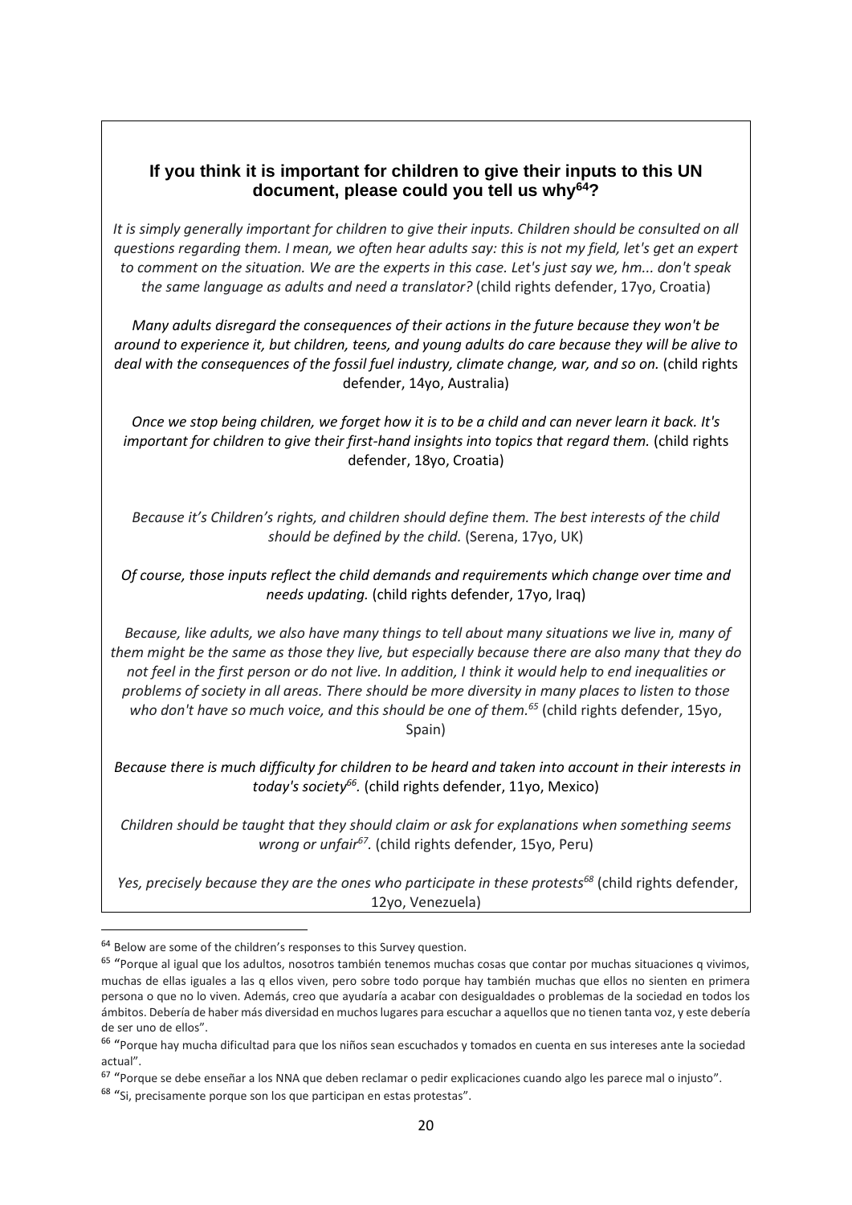### If you think it is important for children to give their inputs to this UN document, please could you tell us why[64]?

*It is simply generally important for children to give their inputs. Children should be consulted on all questions regarding them. I mean, we often hear adults say: this is not my field, let's get an expert to comment on the situation. We are the experts in this case. Let's just say we, hm... don't speak the same language as adults and need a translator?* (child rights defender, 17yo, Croatia)

*Many adults disregard the consequences of their actions in the future because they won't be around to experience it, but children, teens, and young adults do care because they will be alive to deal with the consequences of the fossil fuel industry, climate change, war, and so on.* (child rights defender, 14yo, Australia)

*Once we stop being children, we forget how it is to be a child and can never learn it back. It's important for children to give their first-hand insights into topics that regard them.* (child rights defender, 18yo, Croatia)

*Because it's Children's rights, and children should define them. The best interests of the child should be defined by the child.* (Serena, 17yo, UK)

*Of course, those inputs reflect the child demands and requirements which change over time and needs updating.* (child rights defender, 17yo, Iraq)

*Because, like adults, we also have many things to tell about many situations we live in, many of them might be the same as those they live, but especially because there are also many that they do not feel in the first person or do not live. In addition, I think it would help to end inequalities or problems of society in all areas. There should be more diversity in many places to listen to those who don't have so much voice, and this should be one of them.*[65] (child rights defender, 15yo, Spain)

*Because there is much difficulty for children to be heard and taken into account in their interests in today's society*[66]*.* (child rights defender, 11yo, Mexico)

*Children should be taught that they should claim or ask for explanations when something seems wrong or unfair*[67]. (child rights defender, 15yo, Peru)

*Yes, precisely because they are the ones who participate in these protests*[68] (child rights defender, 12yo, Venezuela)

---

[64] Below are some of the children's responses to this Survey question.

[65] "Porque al igual que los adultos, nosotros también tenemos muchas cosas que contar por muchas situaciones q vivimos, muchas de ellas iguales a las q ellos viven, pero sobre todo porque hay también muchas que ellos no sienten en primera persona o que no lo viven. Además, creo que ayudaría a acabar con desigualdades o problemas de la sociedad en todos los ámbitos. Debería de haber más diversidad en muchos lugares para escuchar a aquellos que no tienen tanta voz, y este debería de ser uno de ellos".

[66] "Porque hay mucha dificultad para que los niños sean escuchados y tomados en cuenta en sus intereses ante la sociedad actual".

[67] "Porque se debe enseñar a los NNA que deben reclamar o pedir explicaciones cuando algo les parece mal o injusto".

[68] "Si, precisamente porque son los que participan en estas protestas".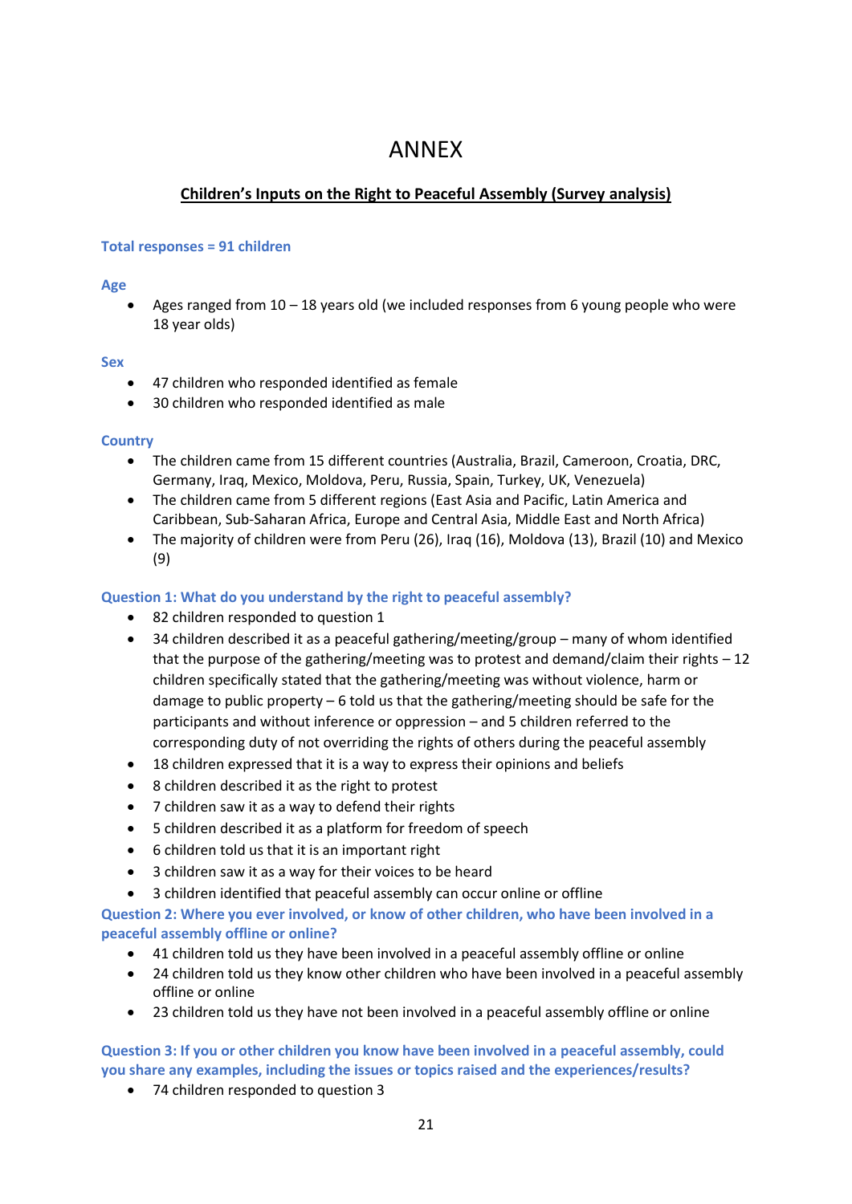# ANNEX

## Children's Inputs on the Right to Peaceful Assembly (Survey analysis)

### Total responses = 91 children

### Age

- Ages ranged from 10 – 18 years old (we included responses from 6 young people who were 18 year olds)

### Sex

- 47 children who responded identified as female
- 30 children who responded identified as male

### Country

- The children came from 15 different countries (Australia, Brazil, Cameroon, Croatia, DRC, Germany, Iraq, Mexico, Moldova, Peru, Russia, Spain, Turkey, UK, Venezuela)
- The children came from 5 different regions (East Asia and Pacific, Latin America and Caribbean, Sub-Saharan Africa, Europe and Central Asia, Middle East and North Africa)
- The majority of children were from Peru (26), Iraq (16), Moldova (13), Brazil (10) and Mexico (9)

### Question 1: What do you understand by the right to peaceful assembly?

- 82 children responded to question 1
- 34 children described it as a peaceful gathering/meeting/group – many of whom identified that the purpose of the gathering/meeting was to protest and demand/claim their rights – 12 children specifically stated that the gathering/meeting was without violence, harm or damage to public property – 6 told us that the gathering/meeting should be safe for the participants and without inference or oppression – and 5 children referred to the corresponding duty of not overriding the rights of others during the peaceful assembly
- 18 children expressed that it is a way to express their opinions and beliefs
- 8 children described it as the right to protest
- 7 children saw it as a way to defend their rights
- 5 children described it as a platform for freedom of speech
- 6 children told us that it is an important right
- 3 children saw it as a way for their voices to be heard
- 3 children identified that peaceful assembly can occur online or offline

### Question 2: Where you ever involved, or know of other children, who have been involved in a peaceful assembly offline or online?

- 41 children told us they have been involved in a peaceful assembly offline or online
- 24 children told us they know other children who have been involved in a peaceful assembly offline or online
- 23 children told us they have not been involved in a peaceful assembly offline or online

### Question 3: If you or other children you know have been involved in a peaceful assembly, could you share any examples, including the issues or topics raised and the experiences/results?

- 74 children responded to question 3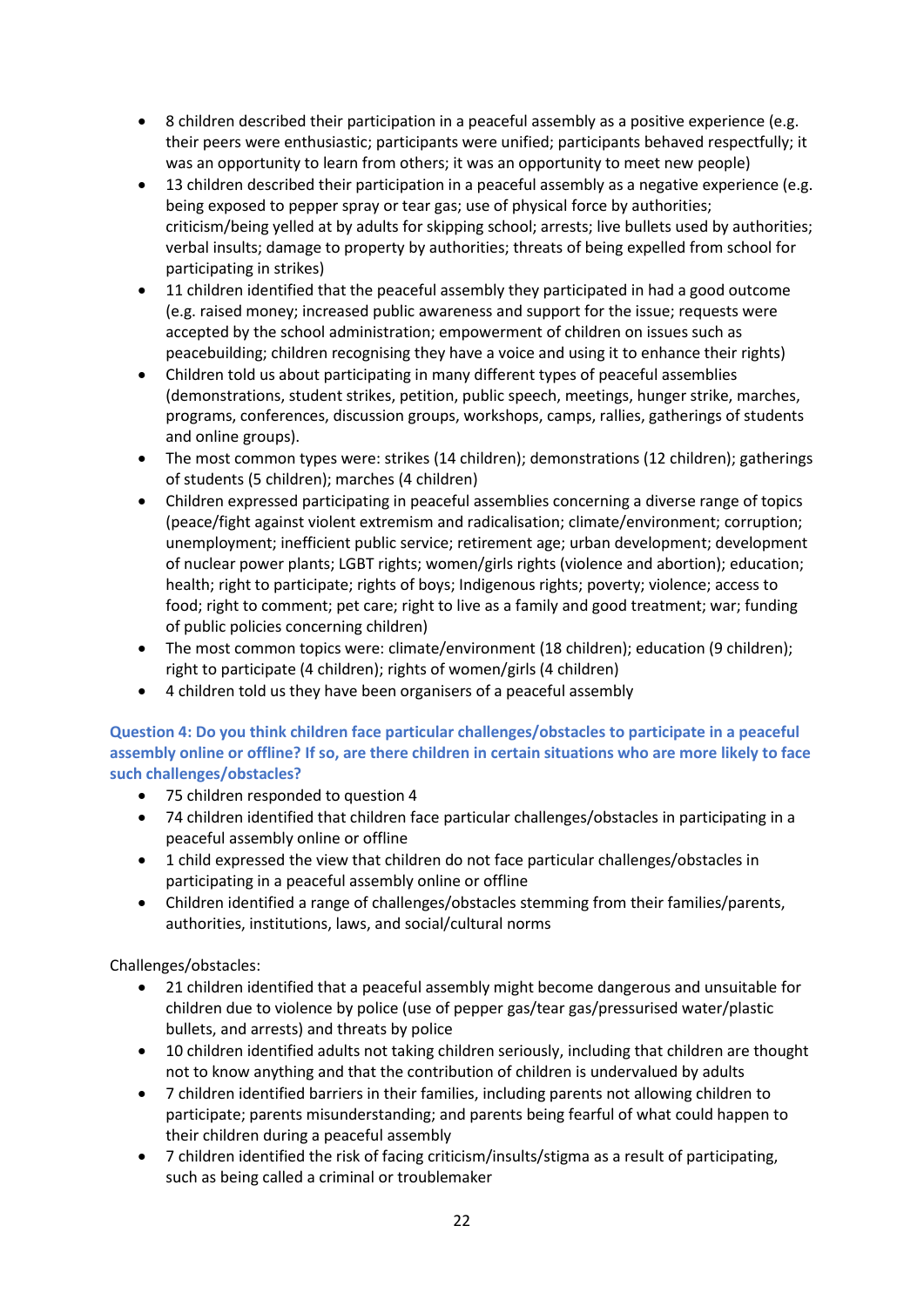- 8 children described their participation in a peaceful assembly as a positive experience (e.g. their peers were enthusiastic; participants were unified; participants behaved respectfully; it was an opportunity to learn from others; it was an opportunity to meet new people)
- 13 children described their participation in a peaceful assembly as a negative experience (e.g. being exposed to pepper spray or tear gas; use of physical force by authorities; criticism/being yelled at by adults for skipping school; arrests; live bullets used by authorities; verbal insults; damage to property by authorities; threats of being expelled from school for participating in strikes)
- 11 children identified that the peaceful assembly they participated in had a good outcome (e.g. raised money; increased public awareness and support for the issue; requests were accepted by the school administration; empowerment of children on issues such as peacebuilding; children recognising they have a voice and using it to enhance their rights)
- Children told us about participating in many different types of peaceful assemblies (demonstrations, student strikes, petition, public speech, meetings, hunger strike, marches, programs, conferences, discussion groups, workshops, camps, rallies, gatherings of students and online groups).
- The most common types were: strikes (14 children); demonstrations (12 children); gatherings of students (5 children); marches (4 children)
- Children expressed participating in peaceful assemblies concerning a diverse range of topics (peace/fight against violent extremism and radicalisation; climate/environment; corruption; unemployment; inefficient public service; retirement age; urban development; development of nuclear power plants; LGBT rights; women/girls rights (violence and abortion); education; health; right to participate; rights of boys; Indigenous rights; poverty; violence; access to food; right to comment; pet care; right to live as a family and good treatment; war; funding of public policies concerning children)
- The most common topics were: climate/environment (18 children); education (9 children); right to participate (4 children); rights of women/girls (4 children)
- 4 children told us they have been organisers of a peaceful assembly

### Question 4: Do you think children face particular challenges/obstacles to participate in a peaceful assembly online or offline? If so, are there children in certain situations who are more likely to face such challenges/obstacles?

- 75 children responded to question 4
- 74 children identified that children face particular challenges/obstacles in participating in a peaceful assembly online or offline
- 1 child expressed the view that children do not face particular challenges/obstacles in participating in a peaceful assembly online or offline
- Children identified a range of challenges/obstacles stemming from their families/parents, authorities, institutions, laws, and social/cultural norms

Challenges/obstacles:

- 21 children identified that a peaceful assembly might become dangerous and unsuitable for children due to violence by police (use of pepper gas/tear gas/pressurised water/plastic bullets, and arrests) and threats by police
- 10 children identified adults not taking children seriously, including that children are thought not to know anything and that the contribution of children is undervalued by adults
- 7 children identified barriers in their families, including parents not allowing children to participate; parents misunderstanding; and parents being fearful of what could happen to their children during a peaceful assembly
- 7 children identified the risk of facing criticism/insults/stigma as a result of participating, such as being called a criminal or troublemaker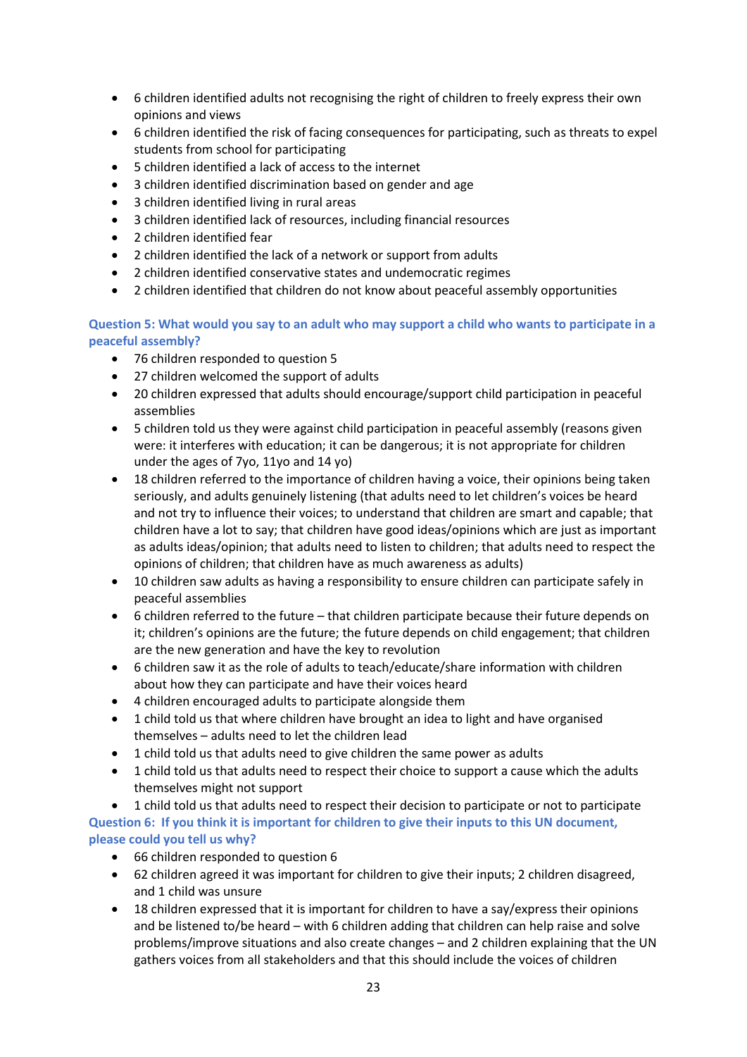- 6 children identified adults not recognising the right of children to freely express their own opinions and views
- 6 children identified the risk of facing consequences for participating, such as threats to expel students from school for participating
- 5 children identified a lack of access to the internet
- 3 children identified discrimination based on gender and age
- 3 children identified living in rural areas
- 3 children identified lack of resources, including financial resources
- 2 children identified fear
- 2 children identified the lack of a network or support from adults
- 2 children identified conservative states and undemocratic regimes
- 2 children identified that children do not know about peaceful assembly opportunities

### Question 5: What would you say to an adult who may support a child who wants to participate in a peaceful assembly?

- 76 children responded to question 5
- 27 children welcomed the support of adults
- 20 children expressed that adults should encourage/support child participation in peaceful assemblies
- 5 children told us they were against child participation in peaceful assembly (reasons given were: it interferes with education; it can be dangerous; it is not appropriate for children under the ages of 7yo, 11yo and 14 yo)
- 18 children referred to the importance of children having a voice, their opinions being taken seriously, and adults genuinely listening (that adults need to let children's voices be heard and not try to influence their voices; to understand that children are smart and capable; that children have a lot to say; that children have good ideas/opinions which are just as important as adults ideas/opinion; that adults need to listen to children; that adults need to respect the opinions of children; that children have as much awareness as adults)
- 10 children saw adults as having a responsibility to ensure children can participate safely in peaceful assemblies
- 6 children referred to the future – that children participate because their future depends on it; children's opinions are the future; the future depends on child engagement; that children are the new generation and have the key to revolution
- 6 children saw it as the role of adults to teach/educate/share information with children about how they can participate and have their voices heard
- 4 children encouraged adults to participate alongside them
- 1 child told us that where children have brought an idea to light and have organised themselves – adults need to let the children lead
- 1 child told us that adults need to give children the same power as adults
- 1 child told us that adults need to respect their choice to support a cause which the adults themselves might not support
- 1 child told us that adults need to respect their decision to participate or not to participate

### Question 6: If you think it is important for children to give their inputs to this UN document, please could you tell us why?

- 66 children responded to question 6
- 62 children agreed it was important for children to give their inputs; 2 children disagreed, and 1 child was unsure
- 18 children expressed that it is important for children to have a say/express their opinions and be listened to/be heard – with 6 children adding that children can help raise and solve problems/improve situations and also create changes – and 2 children explaining that the UN gathers voices from all stakeholders and that this should include the voices of children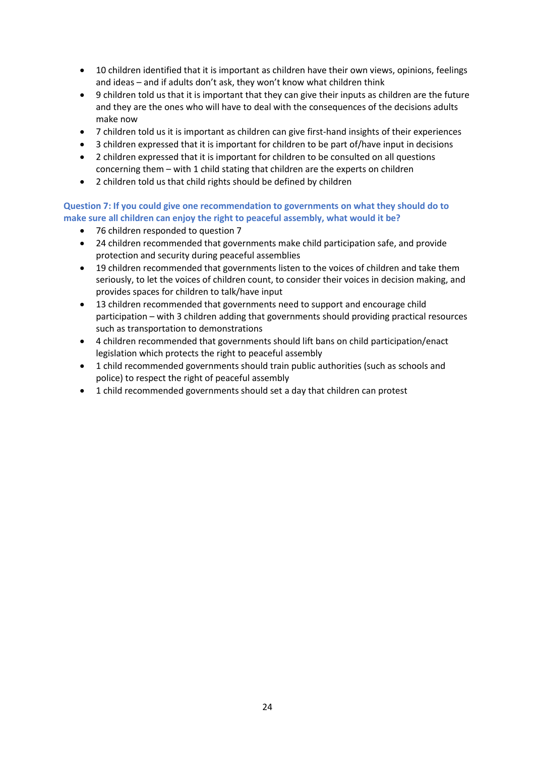- 10 children identified that it is important as children have their own views, opinions, feelings and ideas – and if adults don't ask, they won't know what children think
- 9 children told us that it is important that they can give their inputs as children are the future and they are the ones who will have to deal with the consequences of the decisions adults make now
- 7 children told us it is important as children can give first-hand insights of their experiences
- 3 children expressed that it is important for children to be part of/have input in decisions
- 2 children expressed that it is important for children to be consulted on all questions concerning them – with 1 child stating that children are the experts on children
- 2 children told us that child rights should be defined by children

**Question 7: If you could give one recommendation to governments on what they should do to make sure all children can enjoy the right to peaceful assembly, what would it be?**

- 76 children responded to question 7
- 24 children recommended that governments make child participation safe, and provide protection and security during peaceful assemblies
- 19 children recommended that governments listen to the voices of children and take them seriously, to let the voices of children count, to consider their voices in decision making, and provides spaces for children to talk/have input
- 13 children recommended that governments need to support and encourage child participation – with 3 children adding that governments should providing practical resources such as transportation to demonstrations
- 4 children recommended that governments should lift bans on child participation/enact legislation which protects the right to peaceful assembly
- 1 child recommended governments should train public authorities (such as schools and police) to respect the right of peaceful assembly
- 1 child recommended governments should set a day that children can protest